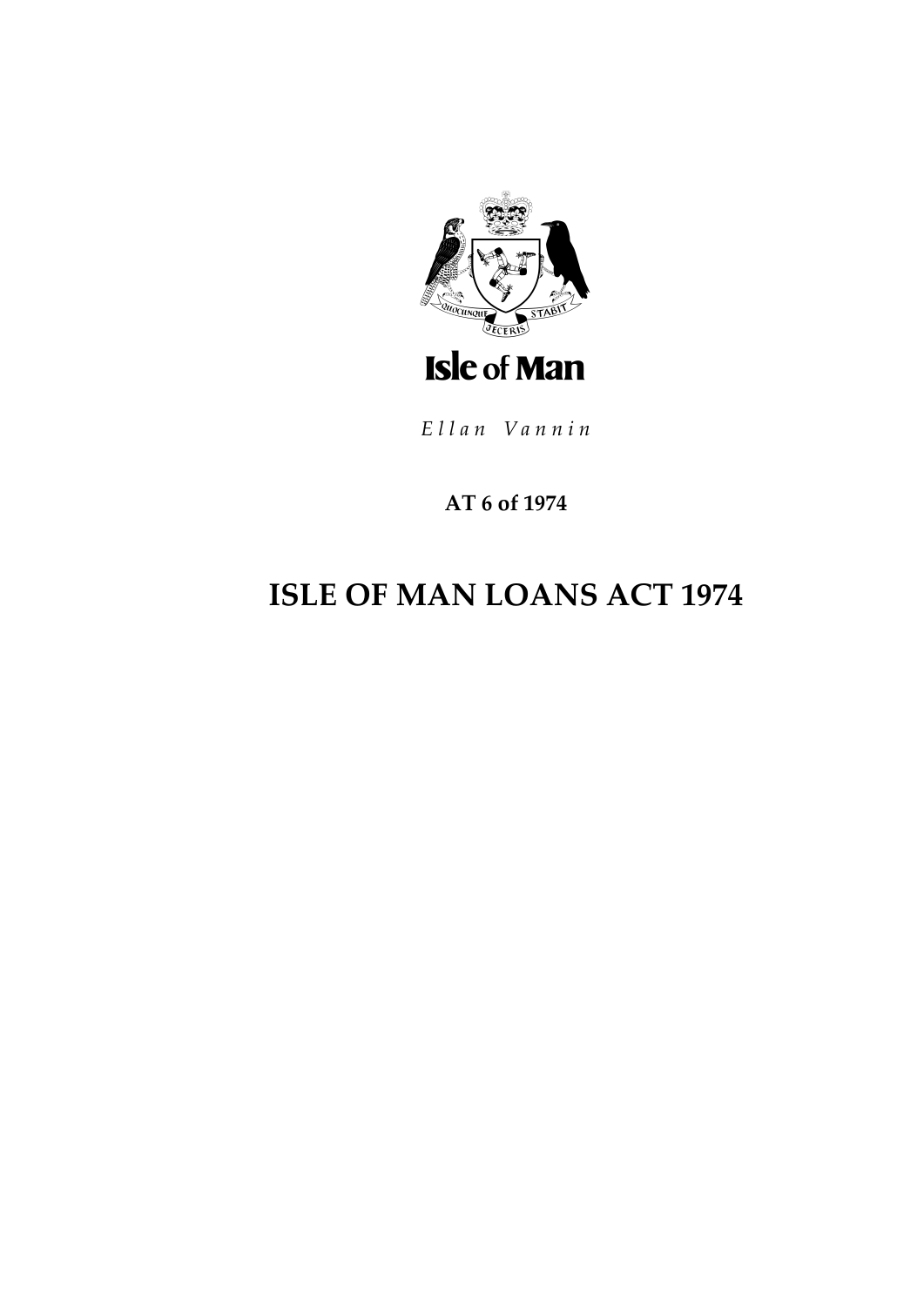Isle of Man

*Ellan Vannin*

**AT 6 of 1974**

# ISLE OF MAN LOANS ACT 1974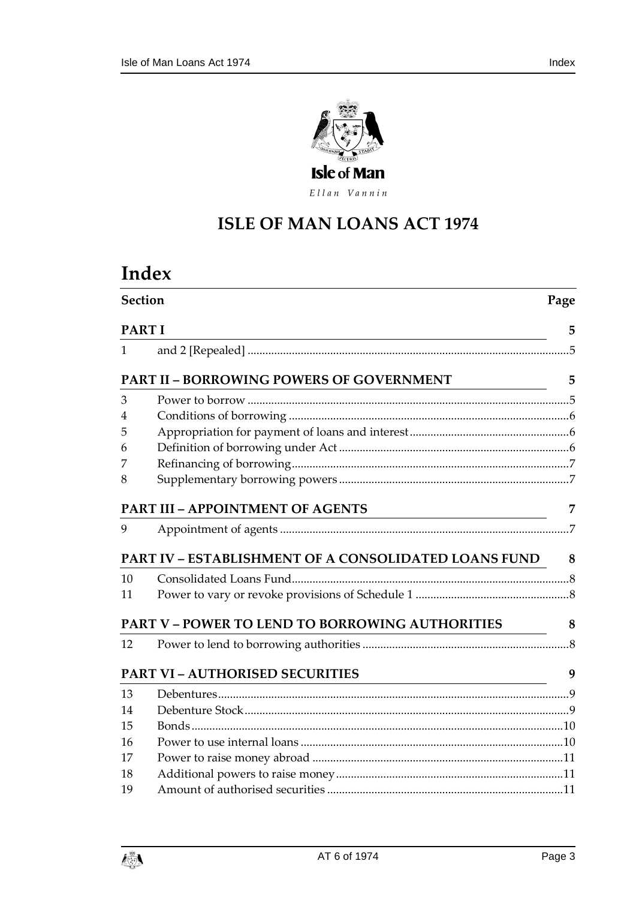Ellan Vannin

# ISLE OF MAN LOANS ACT 1974

# Index

| Section | | Page |
|---|---|---|
| **PART I** | | **5** |
| 1 | and 2 [Repealed] | 5 |
| **PART II – BORROWING POWERS OF GOVERNMENT** | | **5** |
| 3 | Power to borrow | 5 |
| 4 | Conditions of borrowing | 6 |
| 5 | Appropriation for payment of loans and interest | 6 |
| 6 | Definition of borrowing under Act | 6 |
| 7 | Refinancing of borrowing | 7 |
| 8 | Supplementary borrowing powers | 7 |
| **PART III – APPOINTMENT OF AGENTS** | | **7** |
| 9 | Appointment of agents | 7 |
| **PART IV – ESTABLISHMENT OF A CONSOLIDATED LOANS FUND** | | **8** |
| 10 | Consolidated Loans Fund | 8 |
| 11 | Power to vary or revoke provisions of Schedule 1 | 8 |
| **PART V – POWER TO LEND TO BORROWING AUTHORITIES** | | **8** |
| 12 | Power to lend to borrowing authorities | 8 |
| **PART VI – AUTHORISED SECURITIES** | | **9** |
| 13 | Debentures | 9 |
| 14 | Debenture Stock | 9 |
| 15 | Bonds | 10 |
| 16 | Power to use internal loans | 10 |
| 17 | Power to raise money abroad | 11 |
| 18 | Additional powers to raise money | 11 |
| 19 | Amount of authorised securities | 11 |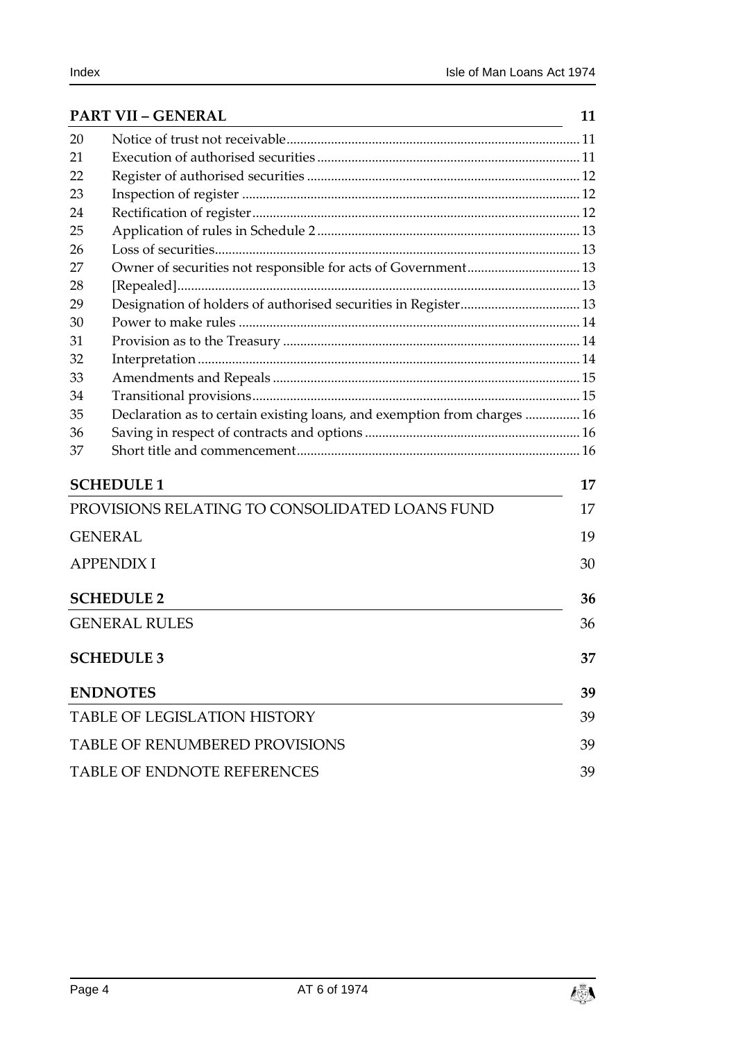**PART VII – GENERAL** 11

| | | |
|---|---|---|
| 20 | Notice of trust not receivable | 11 |
| 21 | Execution of authorised securities | 11 |
| 22 | Register of authorised securities | 12 |
| 23 | Inspection of register | 12 |
| 24 | Rectification of register | 12 |
| 25 | Application of rules in Schedule 2 | 13 |
| 26 | Loss of securities | 13 |
| 27 | Owner of securities not responsible for acts of Government | 13 |
| 28 | [Repealed] | 13 |
| 29 | Designation of holders of authorised securities in Register | 13 |
| 30 | Power to make rules | 14 |
| 31 | Provision as to the Treasury | 14 |
| 32 | Interpretation | 14 |
| 33 | Amendments and Repeals | 15 |
| 34 | Transitional provisions | 15 |
| 35 | Declaration as to certain existing loans, and exemption from charges | 16 |
| 36 | Saving in respect of contracts and options | 16 |
| 37 | Short title and commencement | 16 |

**SCHEDULE 1** 17

PROVISIONS RELATING TO CONSOLIDATED LOANS FUND 17

GENERAL 19

APPENDIX I 30

**SCHEDULE 2** 36

GENERAL RULES 36

**SCHEDULE 3** 37

**ENDNOTES** 39

TABLE OF LEGISLATION HISTORY 39

TABLE OF RENUMBERED PROVISIONS 39

TABLE OF ENDNOTE REFERENCES 39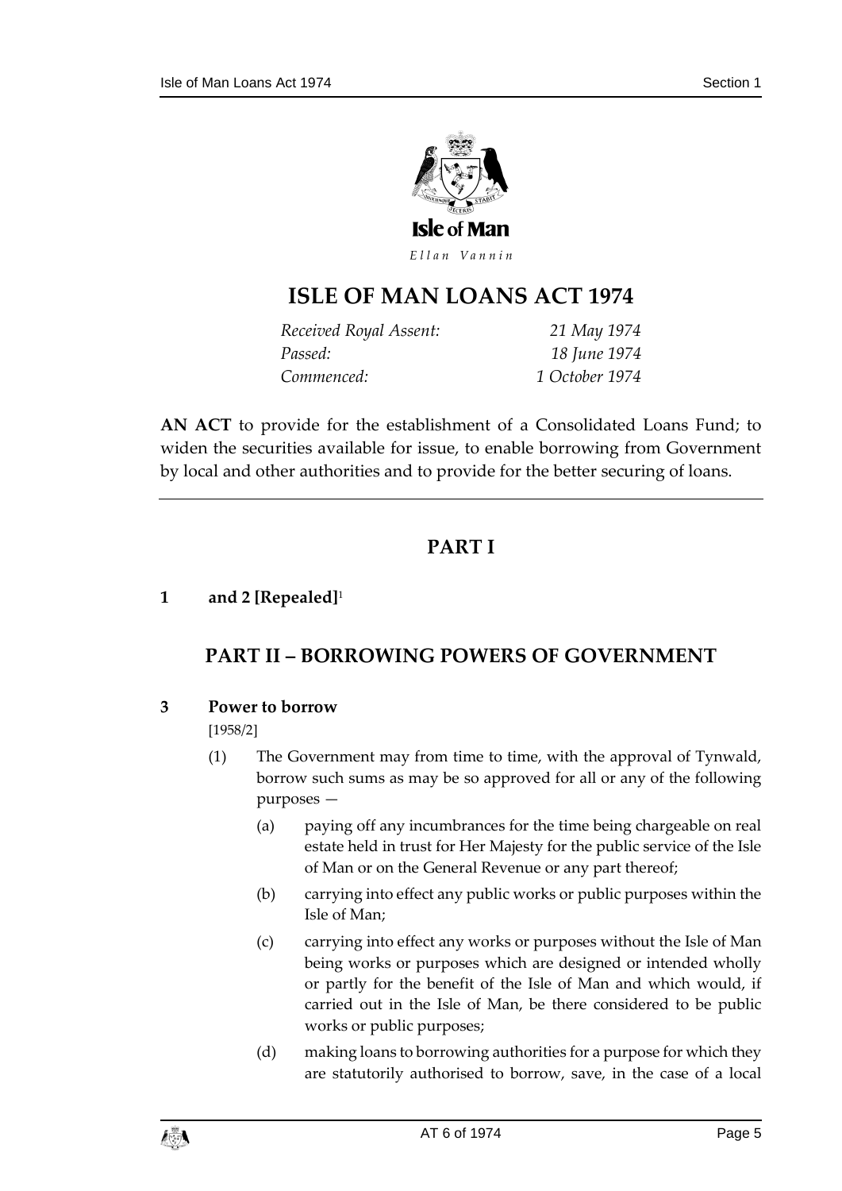Isle of Man

*Ellan Vannin*

# ISLE OF MAN LOANS ACT 1974

| | |
|---|---|
| *Received Royal Assent:* | *21 May 1974* |
| *Passed:* | *18 June 1974* |
| *Commenced:* | *1 October 1974* |

**AN ACT** to provide for the establishment of a Consolidated Loans Fund; to widen the securities available for issue, to enable borrowing from Government by local and other authorities and to provide for the better securing of loans.

## PART I

**1 and 2 [Repealed]**[1]

## PART II – BORROWING POWERS OF GOVERNMENT

### 3 Power to borrow

[1958/2]

(1) The Government may from time to time, with the approval of Tynwald, borrow such sums as may be so approved for all or any of the following purposes —

(a) paying off any incumbrances for the time being chargeable on real estate held in trust for Her Majesty for the public service of the Isle of Man or on the General Revenue or any part thereof;

(b) carrying into effect any public works or public purposes within the Isle of Man;

(c) carrying into effect any works or purposes without the Isle of Man being works or purposes which are designed or intended wholly or partly for the benefit of the Isle of Man and which would, if carried out in the Isle of Man, be there considered to be public works or public purposes;

(d) making loans to borrowing authorities for a purpose for which they are statutorily authorised to borrow, save, in the case of a local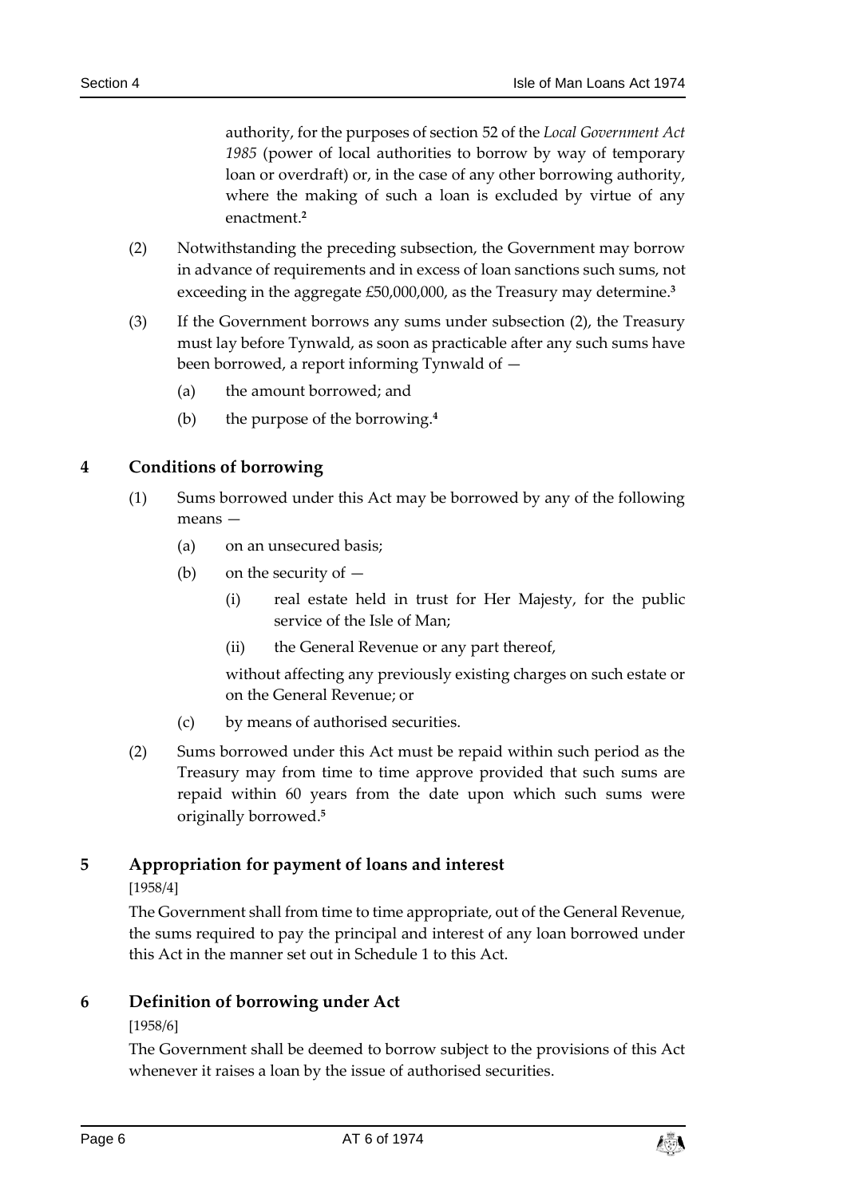authority, for the purposes of section 52 of the *Local Government Act 1985* (power of local authorities to borrow by way of temporary loan or overdraft) or, in the case of any other borrowing authority, where the making of such a loan is excluded by virtue of any enactment.[2]

(2) Notwithstanding the preceding subsection, the Government may borrow in advance of requirements and in excess of loan sanctions such sums, not exceeding in the aggregate £50,000,000, as the Treasury may determine.[3]

(3) If the Government borrows any sums under subsection (2), the Treasury must lay before Tynwald, as soon as practicable after any such sums have been borrowed, a report informing Tynwald of —

(a) the amount borrowed; and

(b) the purpose of the borrowing.[4]

## 4 Conditions of borrowing

(1) Sums borrowed under this Act may be borrowed by any of the following means —

(a) on an unsecured basis;

(b) on the security of —

(i) real estate held in trust for Her Majesty, for the public service of the Isle of Man;

(ii) the General Revenue or any part thereof,

without affecting any previously existing charges on such estate or on the General Revenue; or

(c) by means of authorised securities.

(2) Sums borrowed under this Act must be repaid within such period as the Treasury may from time to time approve provided that such sums are repaid within 60 years from the date upon which such sums were originally borrowed.[5]

## 5 Appropriation for payment of loans and interest

[1958/4]

The Government shall from time to time appropriate, out of the General Revenue, the sums required to pay the principal and interest of any loan borrowed under this Act in the manner set out in Schedule 1 to this Act.

## 6 Definition of borrowing under Act

[1958/6]

The Government shall be deemed to borrow subject to the provisions of this Act whenever it raises a loan by the issue of authorised securities.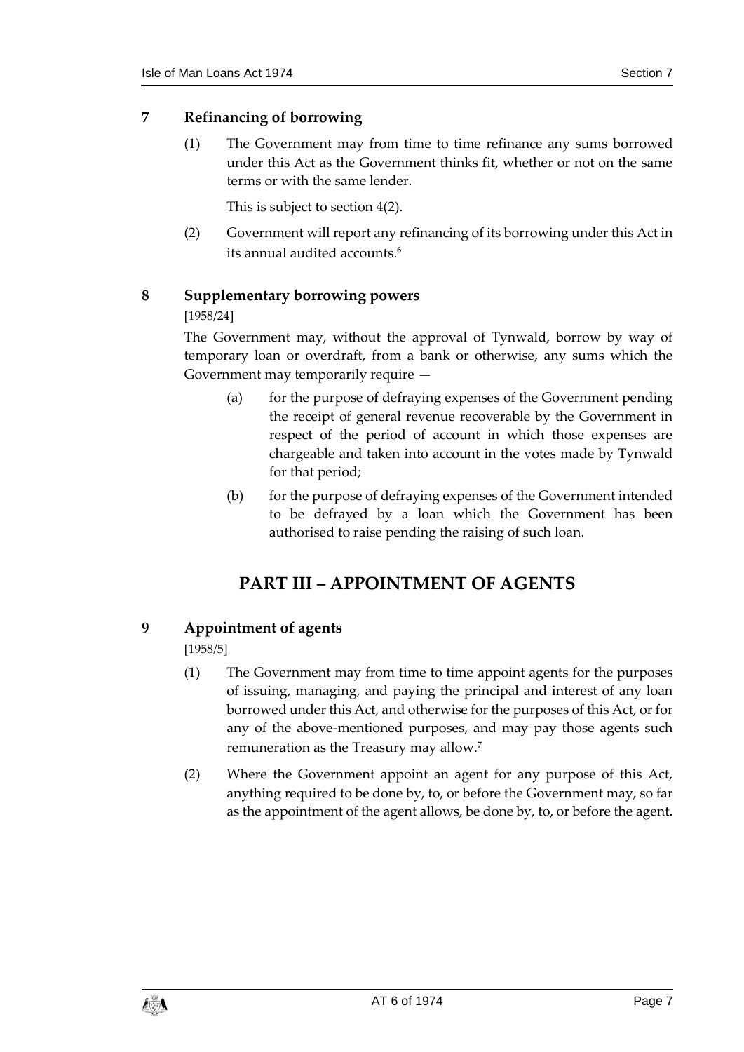## 7 Refinancing of borrowing

(1) The Government may from time to time refinance any sums borrowed under this Act as the Government thinks fit, whether or not on the same terms or with the same lender.

This is subject to section 4(2).

(2) Government will report any refinancing of its borrowing under this Act in its annual audited accounts.[6]

## 8 Supplementary borrowing powers

[1958/24]

The Government may, without the approval of Tynwald, borrow by way of temporary loan or overdraft, from a bank or otherwise, any sums which the Government may temporarily require —

(a) for the purpose of defraying expenses of the Government pending the receipt of general revenue recoverable by the Government in respect of the period of account in which those expenses are chargeable and taken into account in the votes made by Tynwald for that period;

(b) for the purpose of defraying expenses of the Government intended to be defrayed by a loan which the Government has been authorised to raise pending the raising of such loan.

# PART III – APPOINTMENT OF AGENTS

## 9 Appointment of agents

[1958/5]

(1) The Government may from time to time appoint agents for the purposes of issuing, managing, and paying the principal and interest of any loan borrowed under this Act, and otherwise for the purposes of this Act, or for any of the above-mentioned purposes, and may pay those agents such remuneration as the Treasury may allow.[7]

(2) Where the Government appoint an agent for any purpose of this Act, anything required to be done by, to, or before the Government may, so far as the appointment of the agent allows, be done by, to, or before the agent.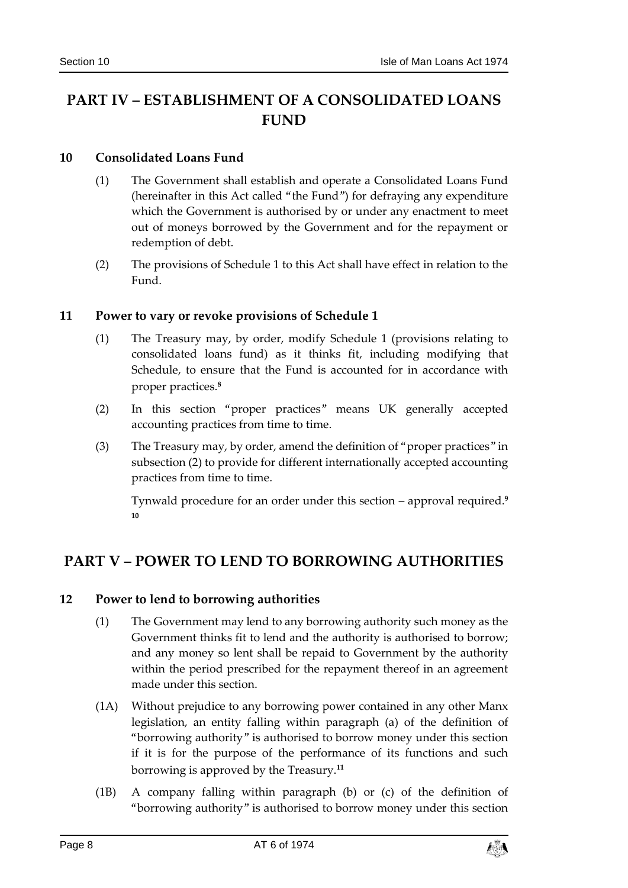## PART IV – ESTABLISHMENT OF A CONSOLIDATED LOANS FUND

### 10 Consolidated Loans Fund

(1) The Government shall establish and operate a Consolidated Loans Fund (hereinafter in this Act called "the Fund") for defraying any expenditure which the Government is authorised by or under any enactment to meet out of moneys borrowed by the Government and for the repayment or redemption of debt.

(2) The provisions of Schedule 1 to this Act shall have effect in relation to the Fund.

### 11 Power to vary or revoke provisions of Schedule 1

(1) The Treasury may, by order, modify Schedule 1 (provisions relating to consolidated loans fund) as it thinks fit, including modifying that Schedule, to ensure that the Fund is accounted for in accordance with proper practices.[8]

(2) In this section "proper practices" means UK generally accepted accounting practices from time to time.

(3) The Treasury may, by order, amend the definition of "proper practices" in subsection (2) to provide for different internationally accepted accounting practices from time to time.

Tynwald procedure for an order under this section – approval required.[9] [10]

## PART V – POWER TO LEND TO BORROWING AUTHORITIES

### 12 Power to lend to borrowing authorities

(1) The Government may lend to any borrowing authority such money as the Government thinks fit to lend and the authority is authorised to borrow; and any money so lent shall be repaid to Government by the authority within the period prescribed for the repayment thereof in an agreement made under this section.

(1A) Without prejudice to any borrowing power contained in any other Manx legislation, an entity falling within paragraph (a) of the definition of "borrowing authority" is authorised to borrow money under this section if it is for the purpose of the performance of its functions and such borrowing is approved by the Treasury.[11]

(1B) A company falling within paragraph (b) or (c) of the definition of "borrowing authority" is authorised to borrow money under this section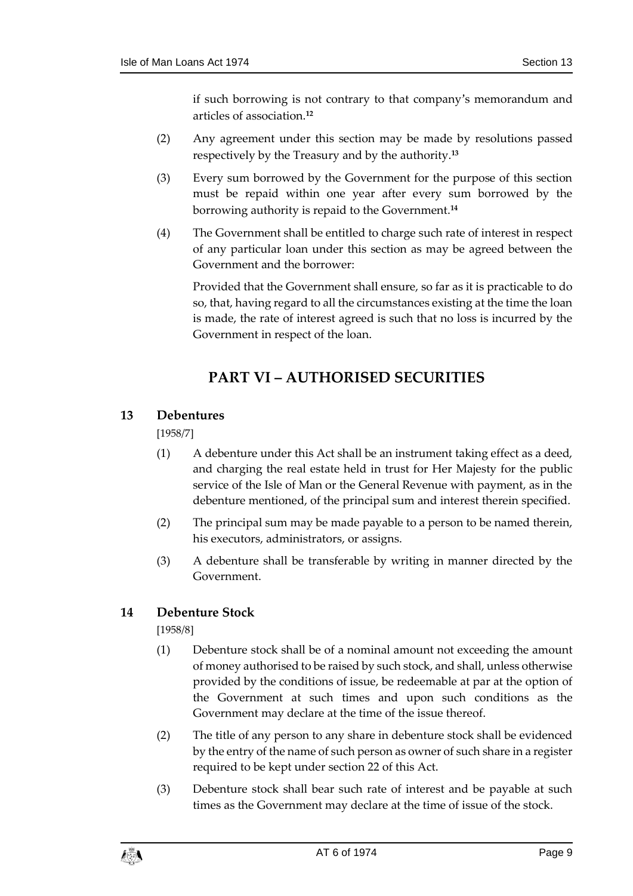if such borrowing is not contrary to that company's memorandum and articles of association.[12]

(2) Any agreement under this section may be made by resolutions passed respectively by the Treasury and by the authority.[13]

(3) Every sum borrowed by the Government for the purpose of this section must be repaid within one year after every sum borrowed by the borrowing authority is repaid to the Government.[14]

(4) The Government shall be entitled to charge such rate of interest in respect of any particular loan under this section as may be agreed between the Government and the borrower:

Provided that the Government shall ensure, so far as it is practicable to do so, that, having regard to all the circumstances existing at the time the loan is made, the rate of interest agreed is such that no loss is incurred by the Government in respect of the loan.

# PART VI – AUTHORISED SECURITIES

## 13 Debentures

[1958/7]

(1) A debenture under this Act shall be an instrument taking effect as a deed, and charging the real estate held in trust for Her Majesty for the public service of the Isle of Man or the General Revenue with payment, as in the debenture mentioned, of the principal sum and interest therein specified.

(2) The principal sum may be made payable to a person to be named therein, his executors, administrators, or assigns.

(3) A debenture shall be transferable by writing in manner directed by the Government.

## 14 Debenture Stock

[1958/8]

(1) Debenture stock shall be of a nominal amount not exceeding the amount of money authorised to be raised by such stock, and shall, unless otherwise provided by the conditions of issue, be redeemable at par at the option of the Government at such times and upon such conditions as the Government may declare at the time of the issue thereof.

(2) The title of any person to any share in debenture stock shall be evidenced by the entry of the name of such person as owner of such share in a register required to be kept under section 22 of this Act.

(3) Debenture stock shall bear such rate of interest and be payable at such times as the Government may declare at the time of issue of the stock.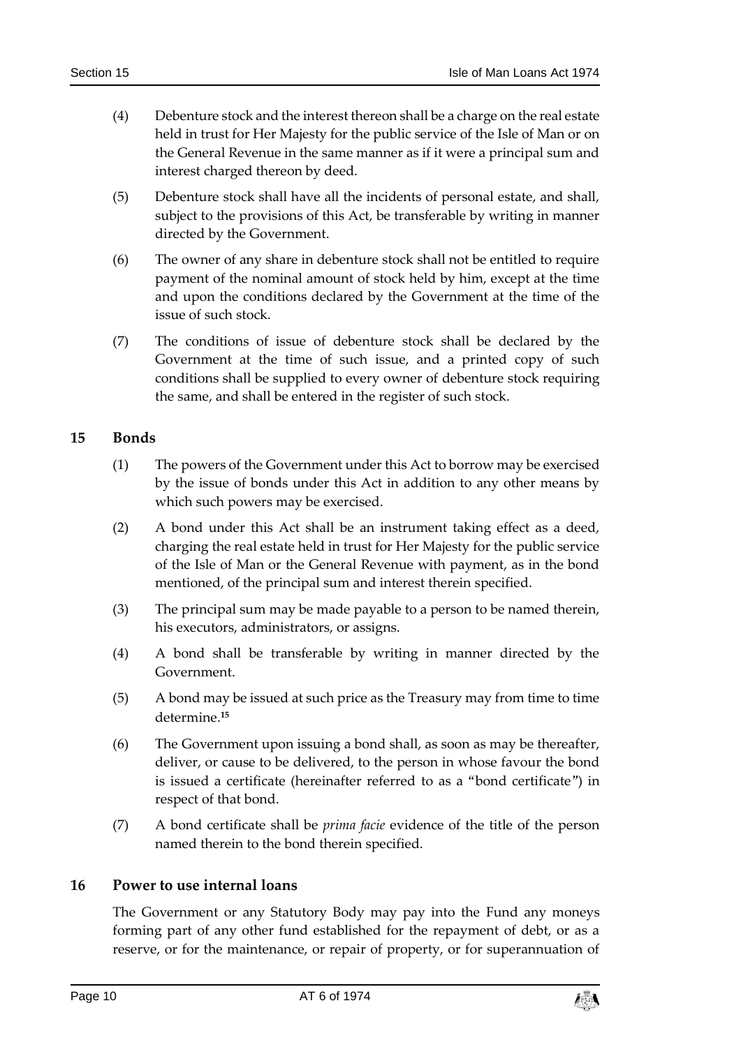(4) Debenture stock and the interest thereon shall be a charge on the real estate held in trust for Her Majesty for the public service of the Isle of Man or on the General Revenue in the same manner as if it were a principal sum and interest charged thereon by deed.

(5) Debenture stock shall have all the incidents of personal estate, and shall, subject to the provisions of this Act, be transferable by writing in manner directed by the Government.

(6) The owner of any share in debenture stock shall not be entitled to require payment of the nominal amount of stock held by him, except at the time and upon the conditions declared by the Government at the time of the issue of such stock.

(7) The conditions of issue of debenture stock shall be declared by the Government at the time of such issue, and a printed copy of such conditions shall be supplied to every owner of debenture stock requiring the same, and shall be entered in the register of such stock.

## 15 Bonds

(1) The powers of the Government under this Act to borrow may be exercised by the issue of bonds under this Act in addition to any other means by which such powers may be exercised.

(2) A bond under this Act shall be an instrument taking effect as a deed, charging the real estate held in trust for Her Majesty for the public service of the Isle of Man or the General Revenue with payment, as in the bond mentioned, of the principal sum and interest therein specified.

(3) The principal sum may be made payable to a person to be named therein, his executors, administrators, or assigns.

(4) A bond shall be transferable by writing in manner directed by the Government.

(5) A bond may be issued at such price as the Treasury may from time to time determine.[15]

(6) The Government upon issuing a bond shall, as soon as may be thereafter, deliver, or cause to be delivered, to the person in whose favour the bond is issued a certificate (hereinafter referred to as a "bond certificate") in respect of that bond.

(7) A bond certificate shall be *prima facie* evidence of the title of the person named therein to the bond therein specified.

## 16 Power to use internal loans

The Government or any Statutory Body may pay into the Fund any moneys forming part of any other fund established for the repayment of debt, or as a reserve, or for the maintenance, or repair of property, or for superannuation of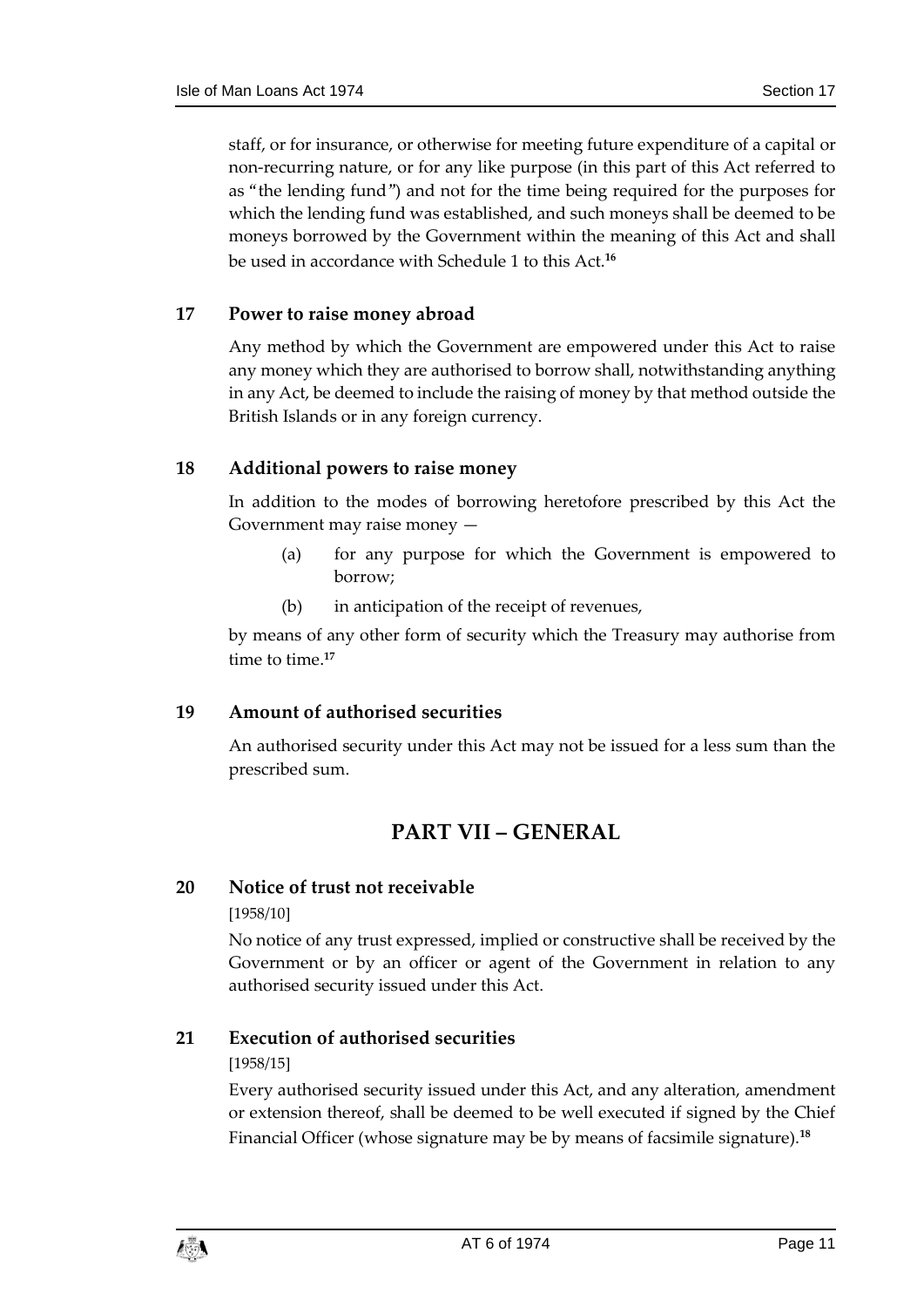staff, or for insurance, or otherwise for meeting future expenditure of a capital or non-recurring nature, or for any like purpose (in this part of this Act referred to as "the lending fund") and not for the time being required for the purposes for which the lending fund was established, and such moneys shall be deemed to be moneys borrowed by the Government within the meaning of this Act and shall be used in accordance with Schedule 1 to this Act.[16]

### 17 Power to raise money abroad

Any method by which the Government are empowered under this Act to raise any money which they are authorised to borrow shall, notwithstanding anything in any Act, be deemed to include the raising of money by that method outside the British Islands or in any foreign currency.

### 18 Additional powers to raise money

In addition to the modes of borrowing heretofore prescribed by this Act the Government may raise money —

(a) for any purpose for which the Government is empowered to borrow;

(b) in anticipation of the receipt of revenues,

by means of any other form of security which the Treasury may authorise from time to time.[17]

### 19 Amount of authorised securities

An authorised security under this Act may not be issued for a less sum than the prescribed sum.

## PART VII – GENERAL

### 20 Notice of trust not receivable

[1958/10]

No notice of any trust expressed, implied or constructive shall be received by the Government or by an officer or agent of the Government in relation to any authorised security issued under this Act.

### 21 Execution of authorised securities

[1958/15]

Every authorised security issued under this Act, and any alteration, amendment or extension thereof, shall be deemed to be well executed if signed by the Chief Financial Officer (whose signature may be by means of facsimile signature).[18]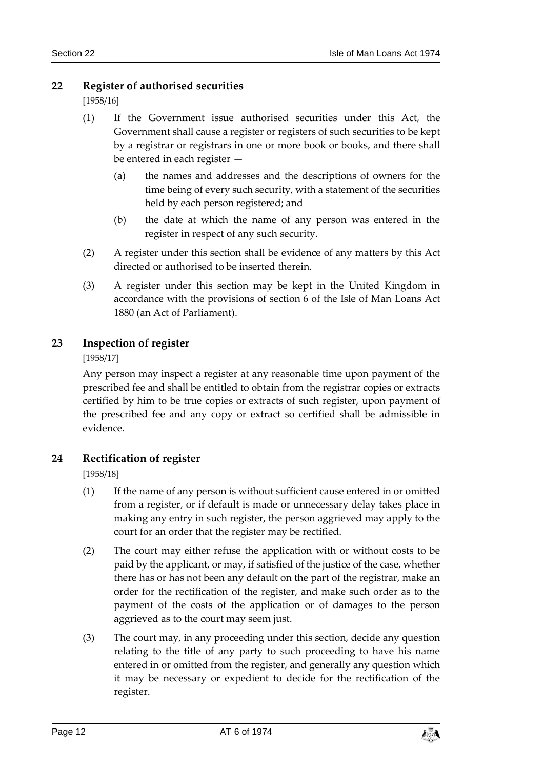## 22 Register of authorised securities

[1958/16]

(1) If the Government issue authorised securities under this Act, the Government shall cause a register or registers of such securities to be kept by a registrar or registrars in one or more book or books, and there shall be entered in each register —

(a) the names and addresses and the descriptions of owners for the time being of every such security, with a statement of the securities held by each person registered; and

(b) the date at which the name of any person was entered in the register in respect of any such security.

(2) A register under this section shall be evidence of any matters by this Act directed or authorised to be inserted therein.

(3) A register under this section may be kept in the United Kingdom in accordance with the provisions of section 6 of the Isle of Man Loans Act 1880 (an Act of Parliament).

## 23 Inspection of register

[1958/17]

Any person may inspect a register at any reasonable time upon payment of the prescribed fee and shall be entitled to obtain from the registrar copies or extracts certified by him to be true copies or extracts of such register, upon payment of the prescribed fee and any copy or extract so certified shall be admissible in evidence.

## 24 Rectification of register

[1958/18]

(1) If the name of any person is without sufficient cause entered in or omitted from a register, or if default is made or unnecessary delay takes place in making any entry in such register, the person aggrieved may apply to the court for an order that the register may be rectified.

(2) The court may either refuse the application with or without costs to be paid by the applicant, or may, if satisfied of the justice of the case, whether there has or has not been any default on the part of the registrar, make an order for the rectification of the register, and make such order as to the payment of the costs of the application or of damages to the person aggrieved as to the court may seem just.

(3) The court may, in any proceeding under this section, decide any question relating to the title of any party to such proceeding to have his name entered in or omitted from the register, and generally any question which it may be necessary or expedient to decide for the rectification of the register.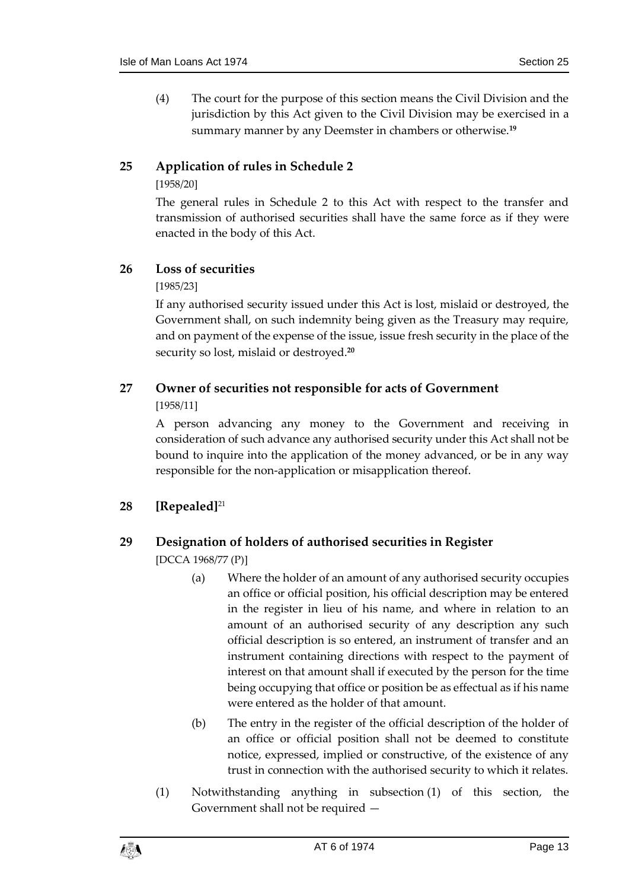(4) The court for the purpose of this section means the Civil Division and the jurisdiction by this Act given to the Civil Division may be exercised in a summary manner by any Deemster in chambers or otherwise.[19]

## 25 Application of rules in Schedule 2

[1958/20]

The general rules in Schedule 2 to this Act with respect to the transfer and transmission of authorised securities shall have the same force as if they were enacted in the body of this Act.

## 26 Loss of securities

[1985/23]

If any authorised security issued under this Act is lost, mislaid or destroyed, the Government shall, on such indemnity being given as the Treasury may require, and on payment of the expense of the issue, issue fresh security in the place of the security so lost, mislaid or destroyed.[20]

## 27 Owner of securities not responsible for acts of Government

[1958/11]

A person advancing any money to the Government and receiving in consideration of such advance any authorised security under this Act shall not be bound to inquire into the application of the money advanced, or be in any way responsible for the non-application or misapplication thereof.

## 28 [Repealed][21]

## 29 Designation of holders of authorised securities in Register

[DCCA 1968/77 (P)]

(a) Where the holder of an amount of any authorised security occupies an office or official position, his official description may be entered in the register in lieu of his name, and where in relation to an amount of an authorised security of any description any such official description is so entered, an instrument of transfer and an instrument containing directions with respect to the payment of interest on that amount shall if executed by the person for the time being occupying that office or position be as effectual as if his name were entered as the holder of that amount.

(b) The entry in the register of the official description of the holder of an office or official position shall not be deemed to constitute notice, expressed, implied or constructive, of the existence of any trust in connection with the authorised security to which it relates.

(1) Notwithstanding anything in subsection (1) of this section, the Government shall not be required —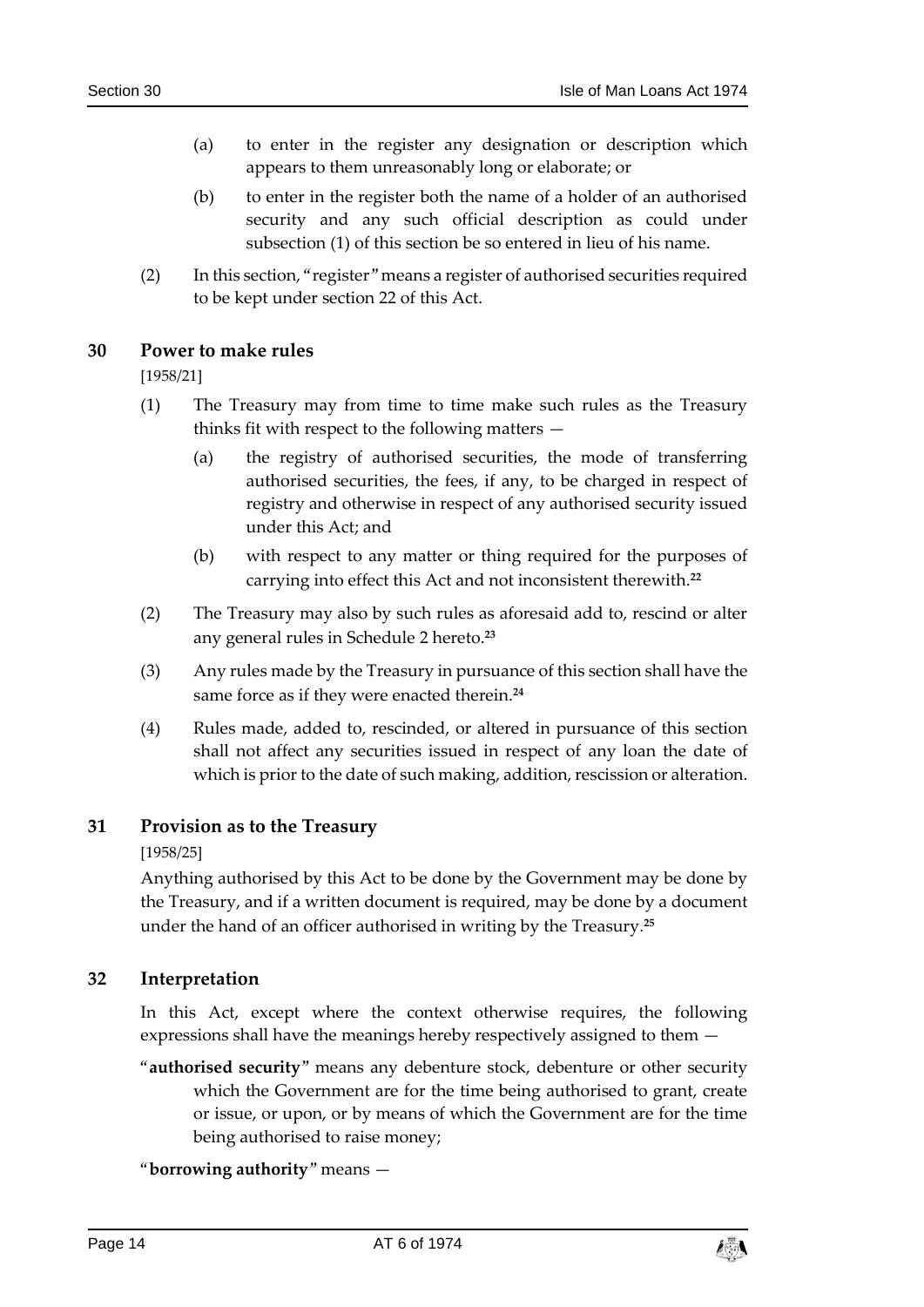(a) to enter in the register any designation or description which appears to them unreasonably long or elaborate; or

(b) to enter in the register both the name of a holder of an authorised security and any such official description as could under subsection (1) of this section be so entered in lieu of his name.

(2) In this section, "register" means a register of authorised securities required to be kept under section 22 of this Act.

## 30 Power to make rules

[1958/21]

(1) The Treasury may from time to time make such rules as the Treasury thinks fit with respect to the following matters —

(a) the registry of authorised securities, the mode of transferring authorised securities, the fees, if any, to be charged in respect of registry and otherwise in respect of any authorised security issued under this Act; and

(b) with respect to any matter or thing required for the purposes of carrying into effect this Act and not inconsistent therewith.[22]

(2) The Treasury may also by such rules as aforesaid add to, rescind or alter any general rules in Schedule 2 hereto.[23]

(3) Any rules made by the Treasury in pursuance of this section shall have the same force as if they were enacted therein.[24]

(4) Rules made, added to, rescinded, or altered in pursuance of this section shall not affect any securities issued in respect of any loan the date of which is prior to the date of such making, addition, rescission or alteration.

## 31 Provision as to the Treasury

[1958/25]

Anything authorised by this Act to be done by the Government may be done by the Treasury, and if a written document is required, may be done by a document under the hand of an officer authorised in writing by the Treasury.[25]

## 32 Interpretation

In this Act, except where the context otherwise requires, the following expressions shall have the meanings hereby respectively assigned to them —

"**authorised security**" means any debenture stock, debenture or other security which the Government are for the time being authorised to grant, create or issue, or upon, or by means of which the Government are for the time being authorised to raise money;

"**borrowing authority**" means —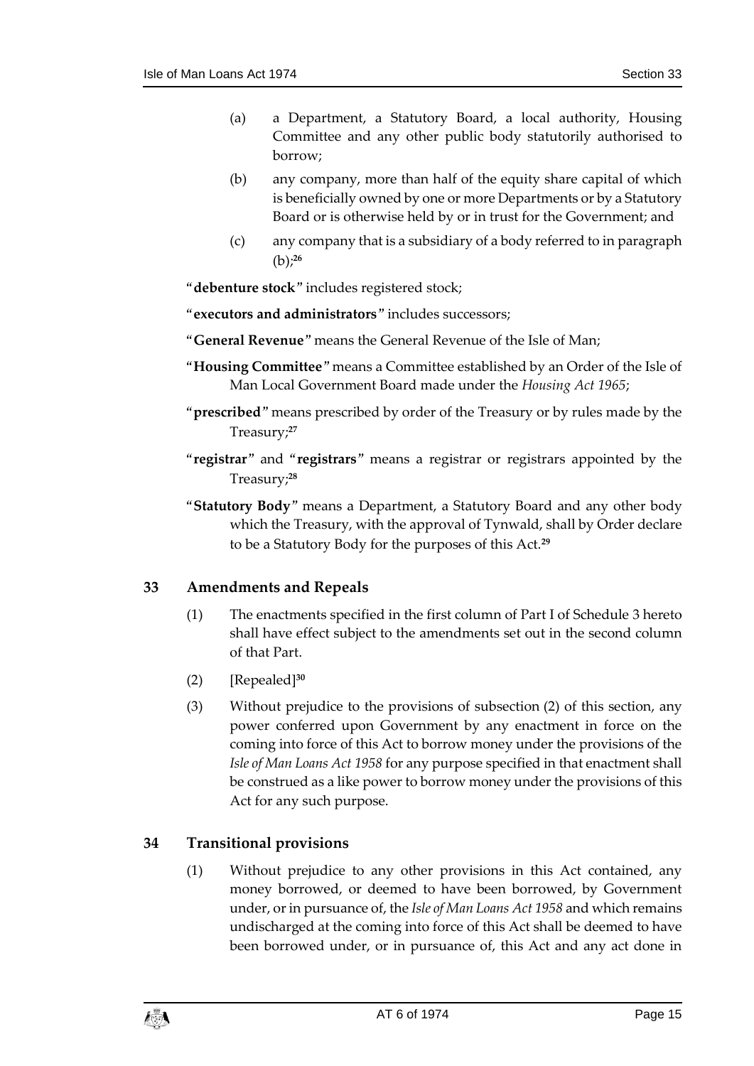(a) a Department, a Statutory Board, a local authority, Housing Committee and any other public body statutorily authorised to borrow;

(b) any company, more than half of the equity share capital of which is beneficially owned by one or more Departments or by a Statutory Board or is otherwise held by or in trust for the Government; and

(c) any company that is a subsidiary of a body referred to in paragraph (b);[26]

"**debenture stock**" includes registered stock;

"**executors and administrators**" includes successors;

"**General Revenue**" means the General Revenue of the Isle of Man;

"**Housing Committee**" means a Committee established by an Order of the Isle of Man Local Government Board made under the *Housing Act 1965*;

"**prescribed**" means prescribed by order of the Treasury or by rules made by the Treasury;[27]

"**registrar**" and "**registrars**" means a registrar or registrars appointed by the Treasury;[28]

"**Statutory Body**" means a Department, a Statutory Board and any other body which the Treasury, with the approval of Tynwald, shall by Order declare to be a Statutory Body for the purposes of this Act.[29]

## 33 Amendments and Repeals

(1) The enactments specified in the first column of Part I of Schedule 3 hereto shall have effect subject to the amendments set out in the second column of that Part.

(2) [Repealed][30]

(3) Without prejudice to the provisions of subsection (2) of this section, any power conferred upon Government by any enactment in force on the coming into force of this Act to borrow money under the provisions of the *Isle of Man Loans Act 1958* for any purpose specified in that enactment shall be construed as a like power to borrow money under the provisions of this Act for any such purpose.

## 34 Transitional provisions

(1) Without prejudice to any other provisions in this Act contained, any money borrowed, or deemed to have been borrowed, by Government under, or in pursuance of, the *Isle of Man Loans Act 1958* and which remains undischarged at the coming into force of this Act shall be deemed to have been borrowed under, or in pursuance of, this Act and any act done in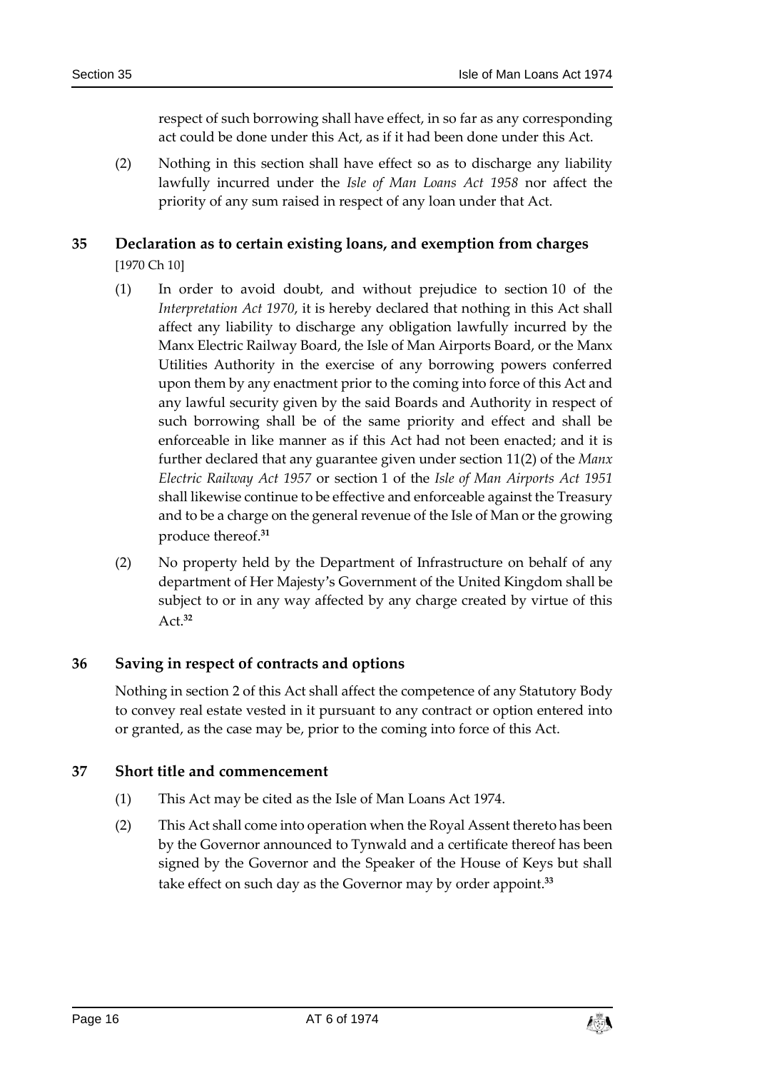respect of such borrowing shall have effect, in so far as any corresponding act could be done under this Act, as if it had been done under this Act.

(2) Nothing in this section shall have effect so as to discharge any liability lawfully incurred under the *Isle of Man Loans Act 1958* nor affect the priority of any sum raised in respect of any loan under that Act.

## 35 Declaration as to certain existing loans, and exemption from charges

[1970 Ch 10]

(1) In order to avoid doubt, and without prejudice to section 10 of the *Interpretation Act 1970*, it is hereby declared that nothing in this Act shall affect any liability to discharge any obligation lawfully incurred by the Manx Electric Railway Board, the Isle of Man Airports Board, or the Manx Utilities Authority in the exercise of any borrowing powers conferred upon them by any enactment prior to the coming into force of this Act and any lawful security given by the said Boards and Authority in respect of such borrowing shall be of the same priority and effect and shall be enforceable in like manner as if this Act had not been enacted; and it is further declared that any guarantee given under section 11(2) of the *Manx Electric Railway Act 1957* or section 1 of the *Isle of Man Airports Act 1951* shall likewise continue to be effective and enforceable against the Treasury and to be a charge on the general revenue of the Isle of Man or the growing produce thereof.[31]

(2) No property held by the Department of Infrastructure on behalf of any department of Her Majesty's Government of the United Kingdom shall be subject to or in any way affected by any charge created by virtue of this Act.[32]

## 36 Saving in respect of contracts and options

Nothing in section 2 of this Act shall affect the competence of any Statutory Body to convey real estate vested in it pursuant to any contract or option entered into or granted, as the case may be, prior to the coming into force of this Act.

## 37 Short title and commencement

(1) This Act may be cited as the Isle of Man Loans Act 1974.

(2) This Act shall come into operation when the Royal Assent thereto has been by the Governor announced to Tynwald and a certificate thereof has been signed by the Governor and the Speaker of the House of Keys but shall take effect on such day as the Governor may by order appoint.[33]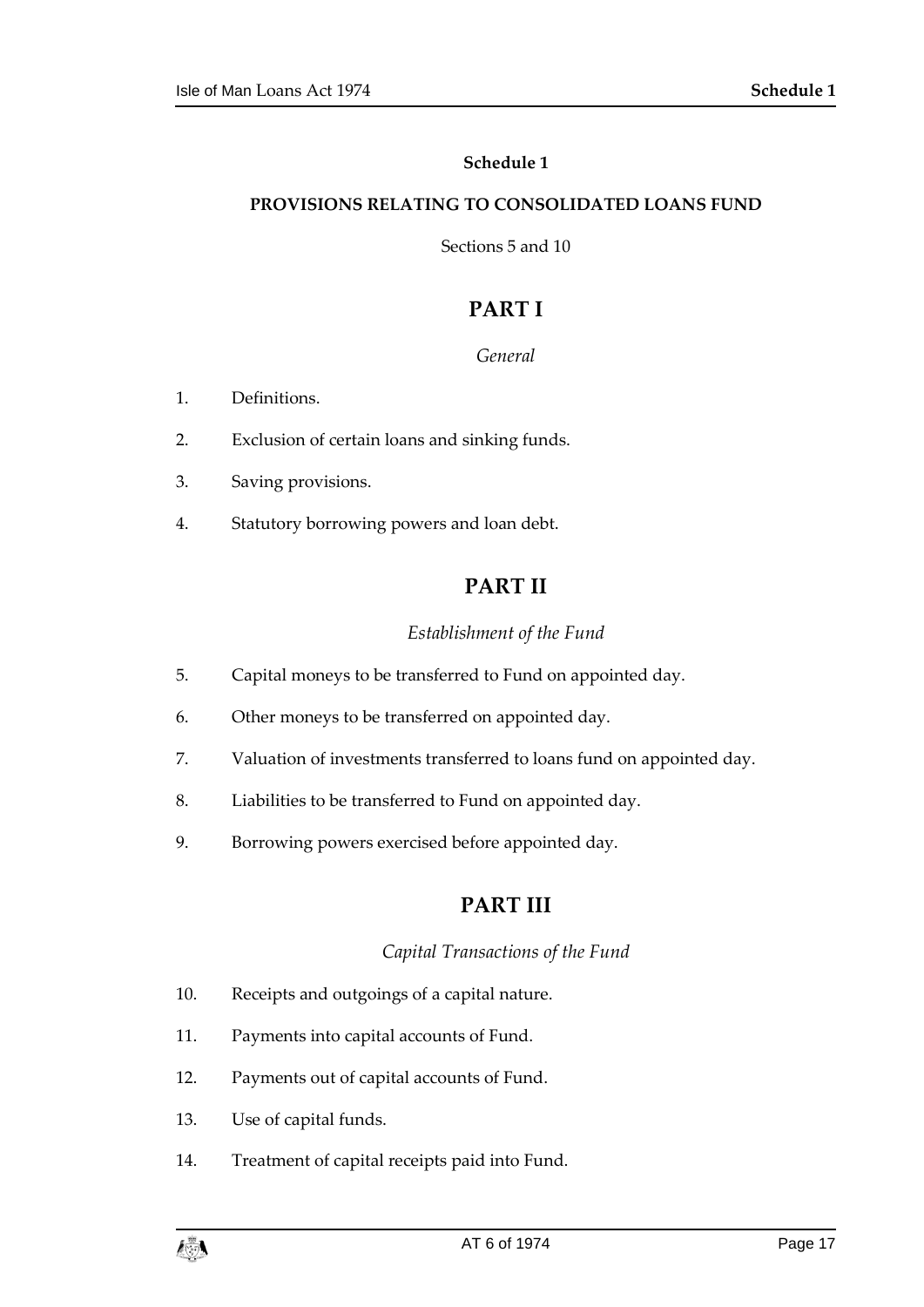# Schedule 1

## PROVISIONS RELATING TO CONSOLIDATED LOANS FUND

Sections 5 and 10

## PART I

*General*

1. Definitions.
2. Exclusion of certain loans and sinking funds.
3. Saving provisions.
4. Statutory borrowing powers and loan debt.

## PART II

*Establishment of the Fund*

5. Capital moneys to be transferred to Fund on appointed day.
6. Other moneys to be transferred on appointed day.
7. Valuation of investments transferred to loans fund on appointed day.
8. Liabilities to be transferred to Fund on appointed day.
9. Borrowing powers exercised before appointed day.

## PART III

*Capital Transactions of the Fund*

10. Receipts and outgoings of a capital nature.
11. Payments into capital accounts of Fund.
12. Payments out of capital accounts of Fund.
13. Use of capital funds.
14. Treatment of capital receipts paid into Fund.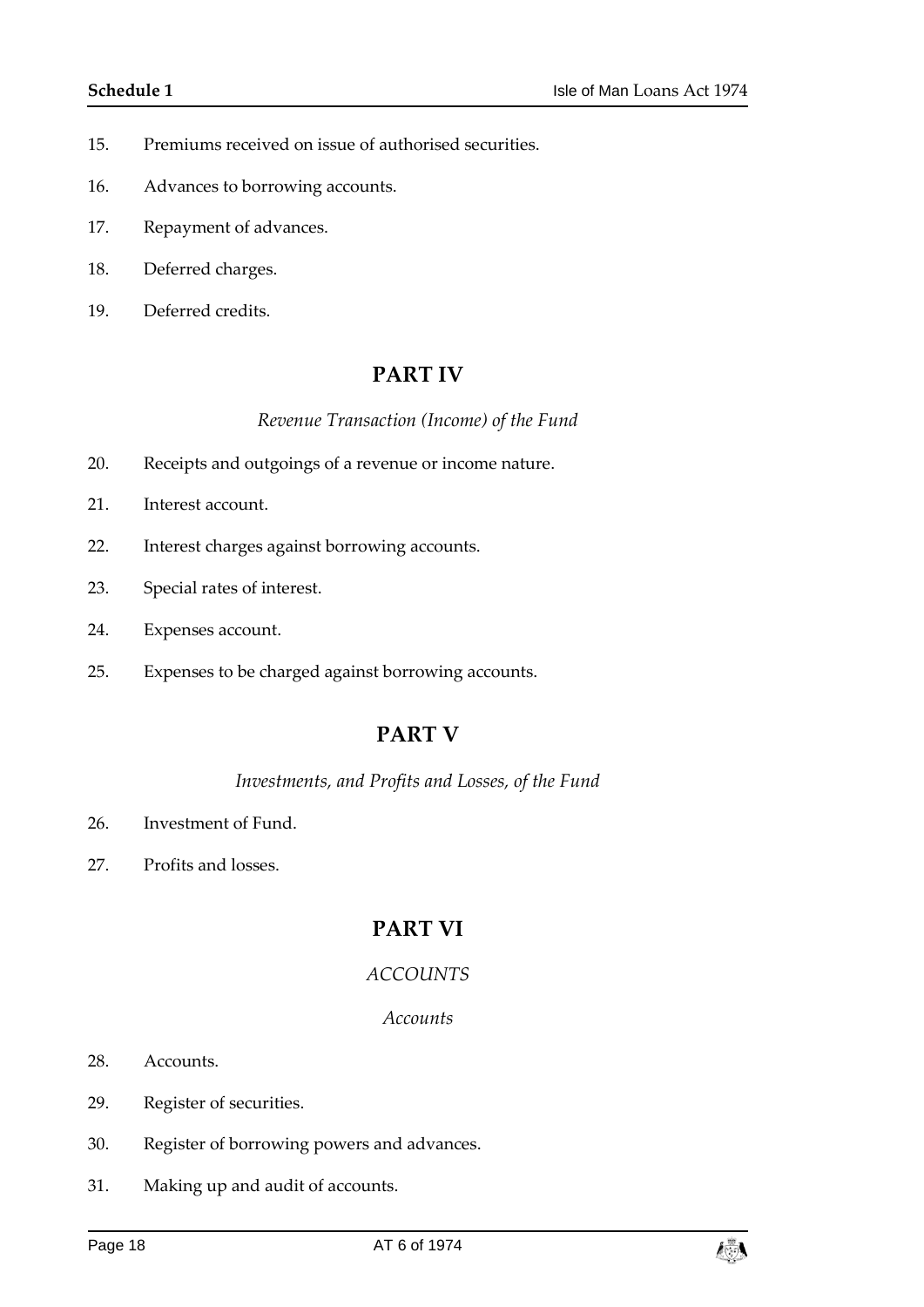15. Premiums received on issue of authorised securities.

16. Advances to borrowing accounts.

17. Repayment of advances.

18. Deferred charges.

19. Deferred credits.

## PART IV

*Revenue Transaction (Income) of the Fund*

20. Receipts and outgoings of a revenue or income nature.

21. Interest account.

22. Interest charges against borrowing accounts.

23. Special rates of interest.

24. Expenses account.

25. Expenses to be charged against borrowing accounts.

## PART V

*Investments, and Profits and Losses, of the Fund*

26. Investment of Fund.

27. Profits and losses.

## PART VI

*ACCOUNTS*

*Accounts*

28. Accounts.

29. Register of securities.

30. Register of borrowing powers and advances.

31. Making up and audit of accounts.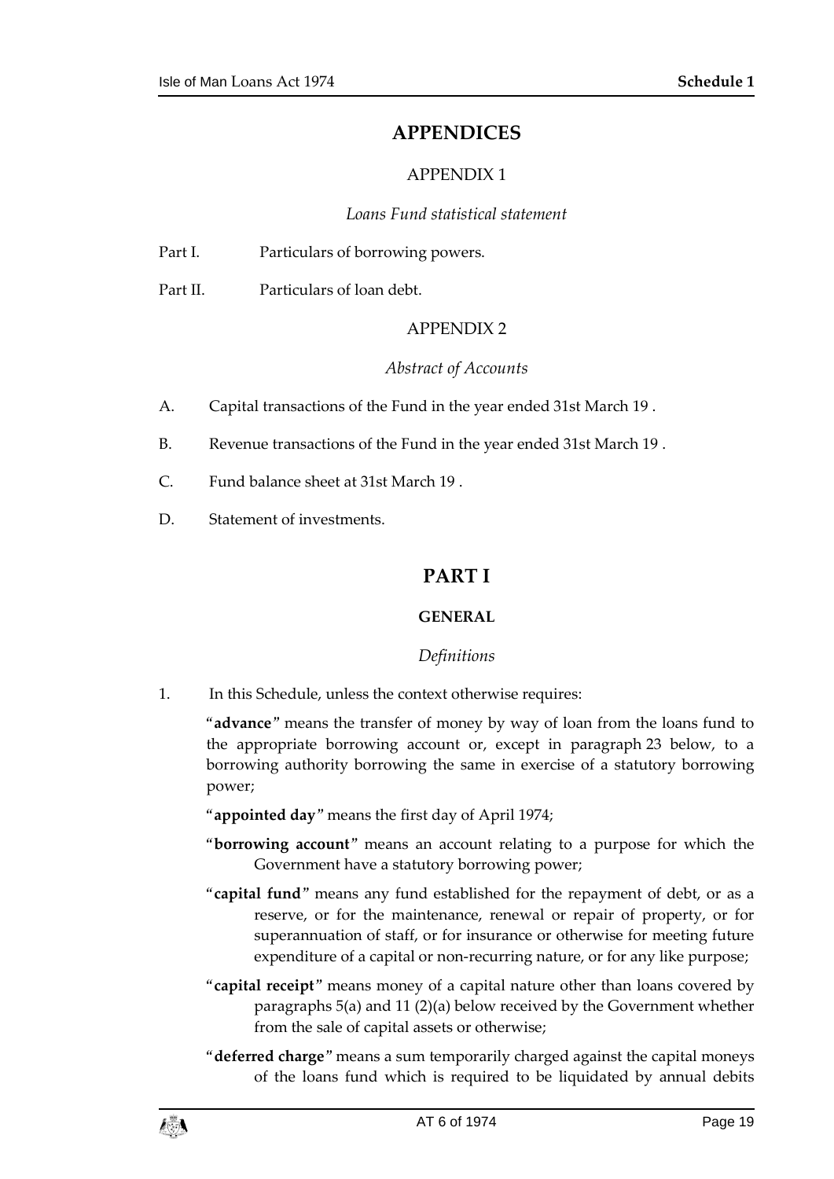# APPENDICES

## APPENDIX 1

*Loans Fund statistical statement*

Part I. Particulars of borrowing powers.

Part II. Particulars of loan debt.

## APPENDIX 2

*Abstract of Accounts*

A. Capital transactions of the Fund in the year ended 31st March 19 .

B. Revenue transactions of the Fund in the year ended 31st March 19 .

C. Fund balance sheet at 31st March 19 .

D. Statement of investments.

# PART I

## GENERAL

*Definitions*

1. In this Schedule, unless the context otherwise requires:

"**advance**" means the transfer of money by way of loan from the loans fund to the appropriate borrowing account or, except in paragraph 23 below, to a borrowing authority borrowing the same in exercise of a statutory borrowing power;

"**appointed day**" means the first day of April 1974;

"**borrowing account**" means an account relating to a purpose for which the Government have a statutory borrowing power;

"**capital fund**" means any fund established for the repayment of debt, or as a reserve, or for the maintenance, renewal or repair of property, or for superannuation of staff, or for insurance or otherwise for meeting future expenditure of a capital or non-recurring nature, or for any like purpose;

"**capital receipt**" means money of a capital nature other than loans covered by paragraphs 5(a) and 11 (2)(a) below received by the Government whether from the sale of capital assets or otherwise;

"**deferred charge**" means a sum temporarily charged against the capital moneys of the loans fund which is required to be liquidated by annual debits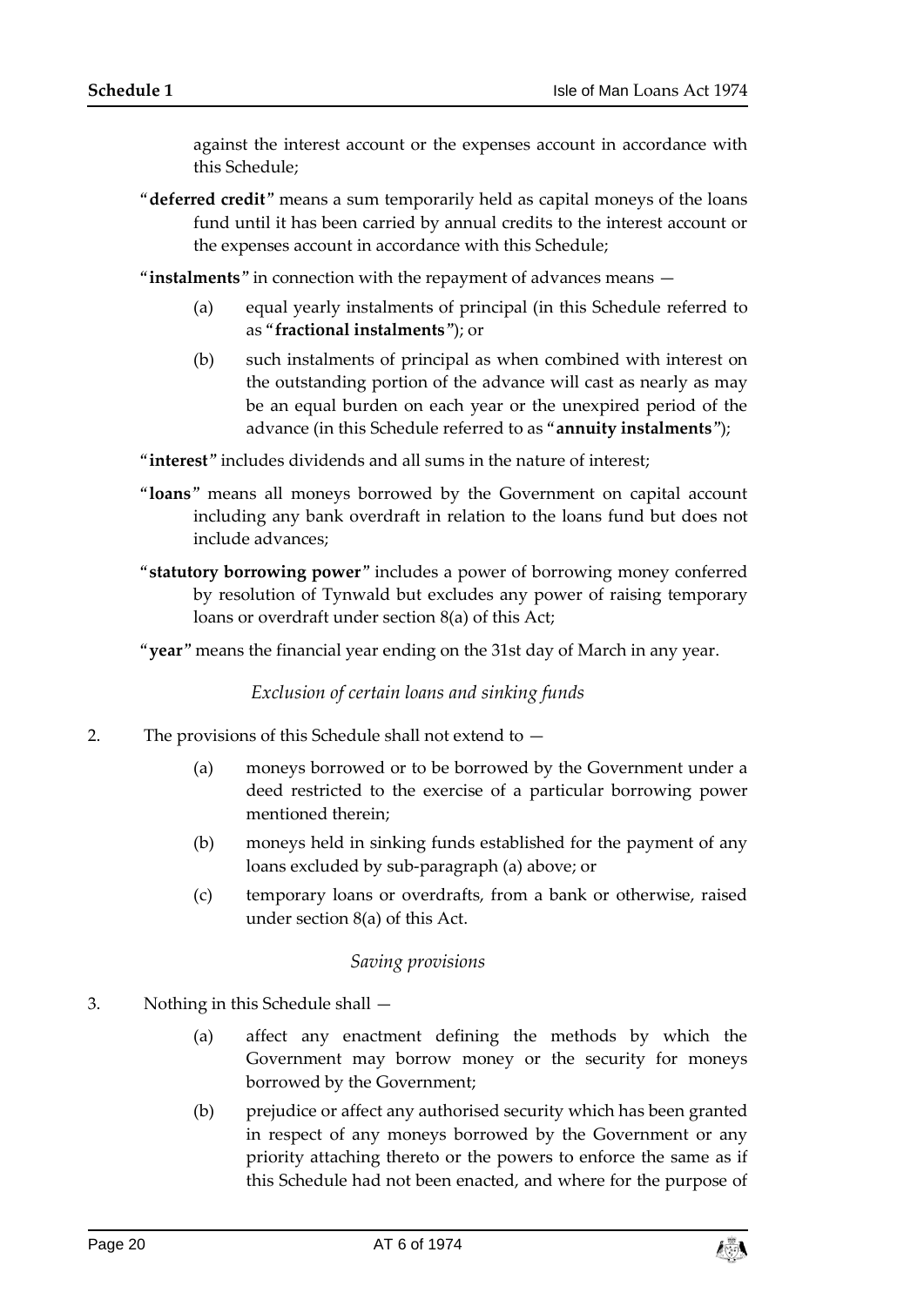against the interest account or the expenses account in accordance with this Schedule;

"**deferred credit**" means a sum temporarily held as capital moneys of the loans fund until it has been carried by annual credits to the interest account or the expenses account in accordance with this Schedule;

"**instalments**" in connection with the repayment of advances means —

(a) equal yearly instalments of principal (in this Schedule referred to as "**fractional instalments**"); or

(b) such instalments of principal as when combined with interest on the outstanding portion of the advance will cast as nearly as may be an equal burden on each year or the unexpired period of the advance (in this Schedule referred to as "**annuity instalments**");

"**interest**" includes dividends and all sums in the nature of interest;

"**loans**" means all moneys borrowed by the Government on capital account including any bank overdraft in relation to the loans fund but does not include advances;

"**statutory borrowing power**" includes a power of borrowing money conferred by resolution of Tynwald but excludes any power of raising temporary loans or overdraft under section 8(a) of this Act;

"**year**" means the financial year ending on the 31st day of March in any year.

*Exclusion of certain loans and sinking funds*

2. The provisions of this Schedule shall not extend to —

(a) moneys borrowed or to be borrowed by the Government under a deed restricted to the exercise of a particular borrowing power mentioned therein;

(b) moneys held in sinking funds established for the payment of any loans excluded by sub-paragraph (a) above; or

(c) temporary loans or overdrafts, from a bank or otherwise, raised under section 8(a) of this Act.

*Saving provisions*

3. Nothing in this Schedule shall —

(a) affect any enactment defining the methods by which the Government may borrow money or the security for moneys borrowed by the Government;

(b) prejudice or affect any authorised security which has been granted in respect of any moneys borrowed by the Government or any priority attaching thereto or the powers to enforce the same as if this Schedule had not been enacted, and where for the purpose of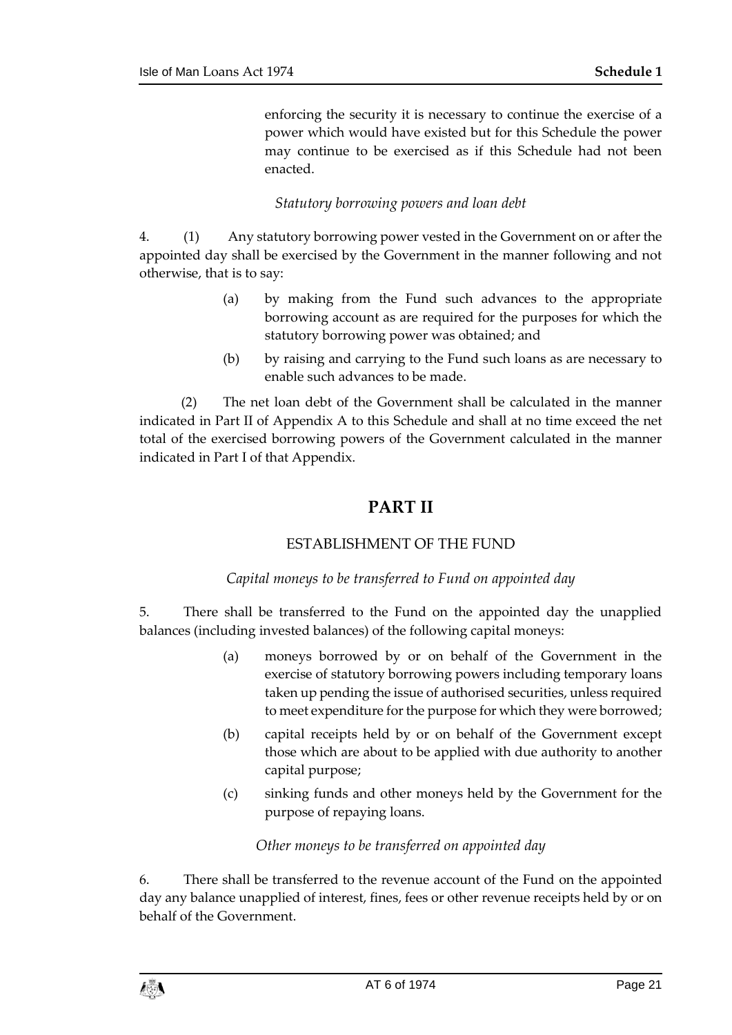enforcing the security it is necessary to continue the exercise of a power which would have existed but for this Schedule the power may continue to be exercised as if this Schedule had not been enacted.

*Statutory borrowing powers and loan debt*

4. (1) Any statutory borrowing power vested in the Government on or after the appointed day shall be exercised by the Government in the manner following and not otherwise, that is to say:

(a) by making from the Fund such advances to the appropriate borrowing account as are required for the purposes for which the statutory borrowing power was obtained; and

(b) by raising and carrying to the Fund such loans as are necessary to enable such advances to be made.

(2) The net loan debt of the Government shall be calculated in the manner indicated in Part II of Appendix A to this Schedule and shall at no time exceed the net total of the exercised borrowing powers of the Government calculated in the manner indicated in Part I of that Appendix.

## PART II

### ESTABLISHMENT OF THE FUND

*Capital moneys to be transferred to Fund on appointed day*

5. There shall be transferred to the Fund on the appointed day the unapplied balances (including invested balances) of the following capital moneys:

(a) moneys borrowed by or on behalf of the Government in the exercise of statutory borrowing powers including temporary loans taken up pending the issue of authorised securities, unless required to meet expenditure for the purpose for which they were borrowed;

(b) capital receipts held by or on behalf of the Government except those which are about to be applied with due authority to another capital purpose;

(c) sinking funds and other moneys held by the Government for the purpose of repaying loans.

*Other moneys to be transferred on appointed day*

6. There shall be transferred to the revenue account of the Fund on the appointed day any balance unapplied of interest, fines, fees or other revenue receipts held by or on behalf of the Government.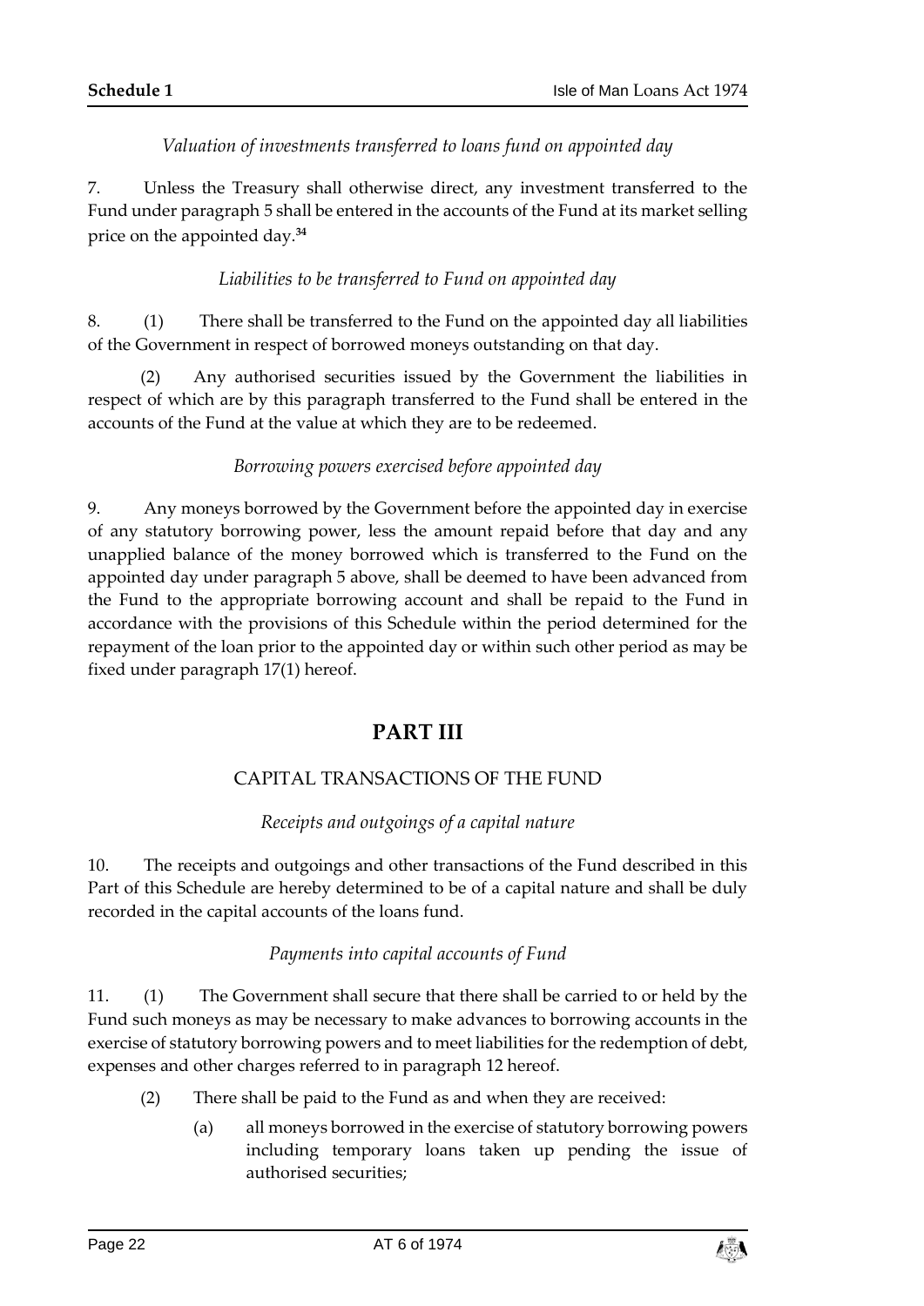*Valuation of investments transferred to loans fund on appointed day*

7. Unless the Treasury shall otherwise direct, any investment transferred to the Fund under paragraph 5 shall be entered in the accounts of the Fund at its market selling price on the appointed day.[34]

*Liabilities to be transferred to Fund on appointed day*

8. (1) There shall be transferred to the Fund on the appointed day all liabilities of the Government in respect of borrowed moneys outstanding on that day.

(2) Any authorised securities issued by the Government the liabilities in respect of which are by this paragraph transferred to the Fund shall be entered in the accounts of the Fund at the value at which they are to be redeemed.

*Borrowing powers exercised before appointed day*

9. Any moneys borrowed by the Government before the appointed day in exercise of any statutory borrowing power, less the amount repaid before that day and any unapplied balance of the money borrowed which is transferred to the Fund on the appointed day under paragraph 5 above, shall be deemed to have been advanced from the Fund to the appropriate borrowing account and shall be repaid to the Fund in accordance with the provisions of this Schedule within the period determined for the repayment of the loan prior to the appointed day or within such other period as may be fixed under paragraph 17(1) hereof.

## PART III

### CAPITAL TRANSACTIONS OF THE FUND

*Receipts and outgoings of a capital nature*

10. The receipts and outgoings and other transactions of the Fund described in this Part of this Schedule are hereby determined to be of a capital nature and shall be duly recorded in the capital accounts of the loans fund.

*Payments into capital accounts of Fund*

11. (1) The Government shall secure that there shall be carried to or held by the Fund such moneys as may be necessary to make advances to borrowing accounts in the exercise of statutory borrowing powers and to meet liabilities for the redemption of debt, expenses and other charges referred to in paragraph 12 hereof.

(2) There shall be paid to the Fund as and when they are received:

(a) all moneys borrowed in the exercise of statutory borrowing powers including temporary loans taken up pending the issue of authorised securities;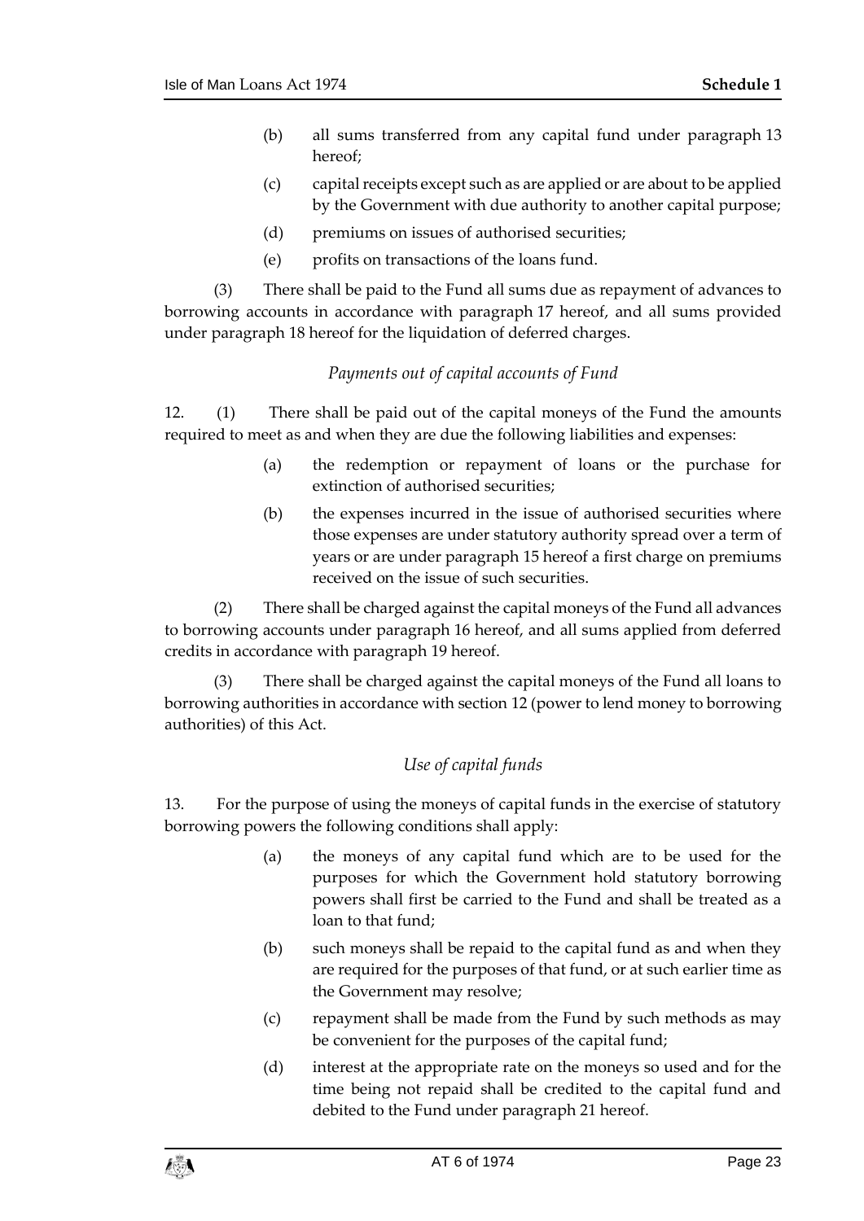(b) all sums transferred from any capital fund under paragraph 13 hereof;

(c) capital receipts except such as are applied or are about to be applied by the Government with due authority to another capital purpose;

(d) premiums on issues of authorised securities;

(e) profits on transactions of the loans fund.

(3) There shall be paid to the Fund all sums due as repayment of advances to borrowing accounts in accordance with paragraph 17 hereof, and all sums provided under paragraph 18 hereof for the liquidation of deferred charges.

*Payments out of capital accounts of Fund*

12. (1) There shall be paid out of the capital moneys of the Fund the amounts required to meet as and when they are due the following liabilities and expenses:

(a) the redemption or repayment of loans or the purchase for extinction of authorised securities;

(b) the expenses incurred in the issue of authorised securities where those expenses are under statutory authority spread over a term of years or are under paragraph 15 hereof a first charge on premiums received on the issue of such securities.

(2) There shall be charged against the capital moneys of the Fund all advances to borrowing accounts under paragraph 16 hereof, and all sums applied from deferred credits in accordance with paragraph 19 hereof.

(3) There shall be charged against the capital moneys of the Fund all loans to borrowing authorities in accordance with section 12 (power to lend money to borrowing authorities) of this Act.

*Use of capital funds*

13. For the purpose of using the moneys of capital funds in the exercise of statutory borrowing powers the following conditions shall apply:

(a) the moneys of any capital fund which are to be used for the purposes for which the Government hold statutory borrowing powers shall first be carried to the Fund and shall be treated as a loan to that fund;

(b) such moneys shall be repaid to the capital fund as and when they are required for the purposes of that fund, or at such earlier time as the Government may resolve;

(c) repayment shall be made from the Fund by such methods as may be convenient for the purposes of the capital fund;

(d) interest at the appropriate rate on the moneys so used and for the time being not repaid shall be credited to the capital fund and debited to the Fund under paragraph 21 hereof.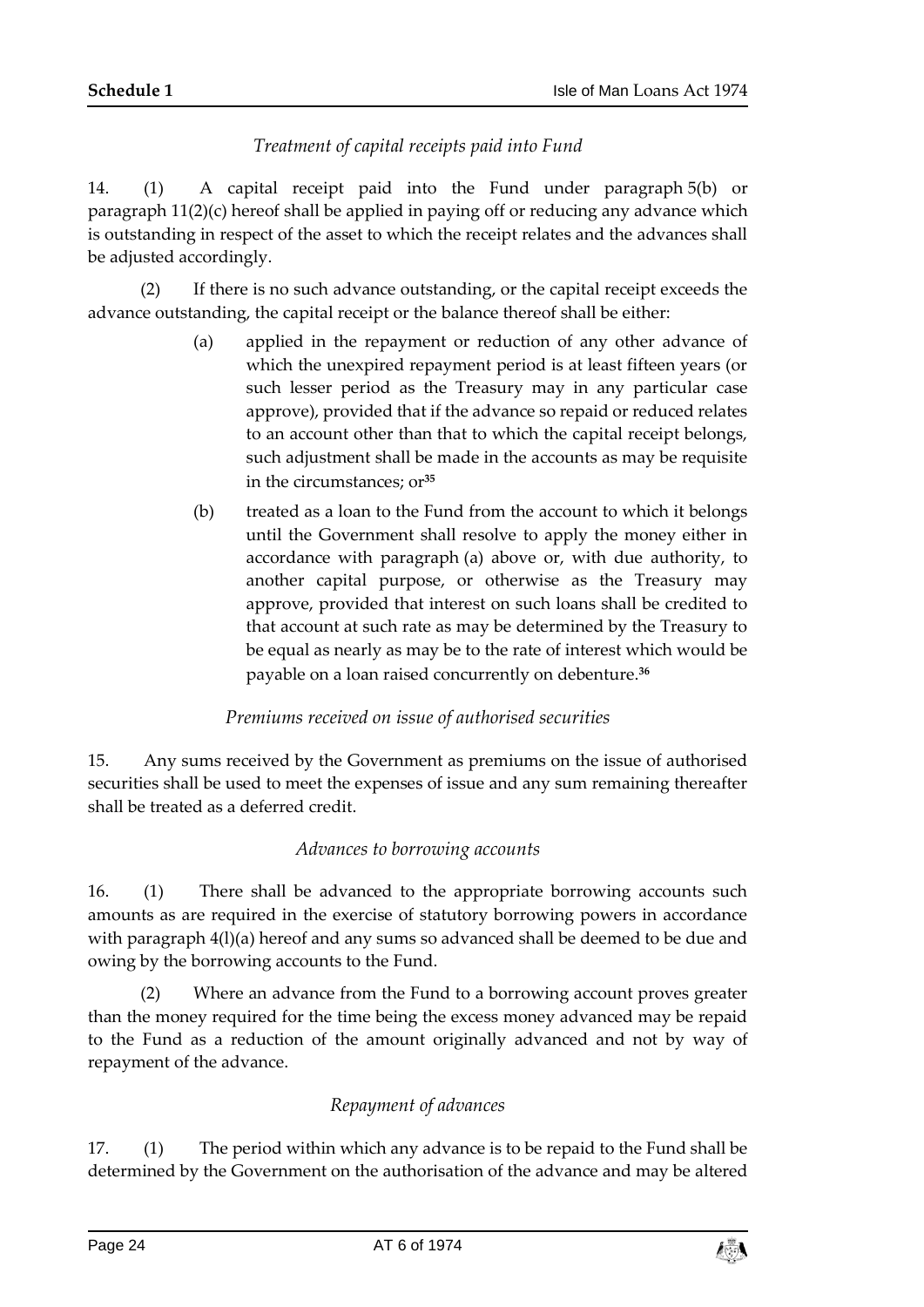*Treatment of capital receipts paid into Fund*

14. (1) A capital receipt paid into the Fund under paragraph 5(b) or paragraph 11(2)(c) hereof shall be applied in paying off or reducing any advance which is outstanding in respect of the asset to which the receipt relates and the advances shall be adjusted accordingly.

(2) If there is no such advance outstanding, or the capital receipt exceeds the advance outstanding, the capital receipt or the balance thereof shall be either:

(a) applied in the repayment or reduction of any other advance of which the unexpired repayment period is at least fifteen years (or such lesser period as the Treasury may in any particular case approve), provided that if the advance so repaid or reduced relates to an account other than that to which the capital receipt belongs, such adjustment shall be made in the accounts as may be requisite in the circumstances; or[35]

(b) treated as a loan to the Fund from the account to which it belongs until the Government shall resolve to apply the money either in accordance with paragraph (a) above or, with due authority, to another capital purpose, or otherwise as the Treasury may approve, provided that interest on such loans shall be credited to that account at such rate as may be determined by the Treasury to be equal as nearly as may be to the rate of interest which would be payable on a loan raised concurrently on debenture.[36]

*Premiums received on issue of authorised securities*

15. Any sums received by the Government as premiums on the issue of authorised securities shall be used to meet the expenses of issue and any sum remaining thereafter shall be treated as a deferred credit.

*Advances to borrowing accounts*

16. (1) There shall be advanced to the appropriate borrowing accounts such amounts as are required in the exercise of statutory borrowing powers in accordance with paragraph 4(l)(a) hereof and any sums so advanced shall be deemed to be due and owing by the borrowing accounts to the Fund.

(2) Where an advance from the Fund to a borrowing account proves greater than the money required for the time being the excess money advanced may be repaid to the Fund as a reduction of the amount originally advanced and not by way of repayment of the advance.

*Repayment of advances*

17. (1) The period within which any advance is to be repaid to the Fund shall be determined by the Government on the authorisation of the advance and may be altered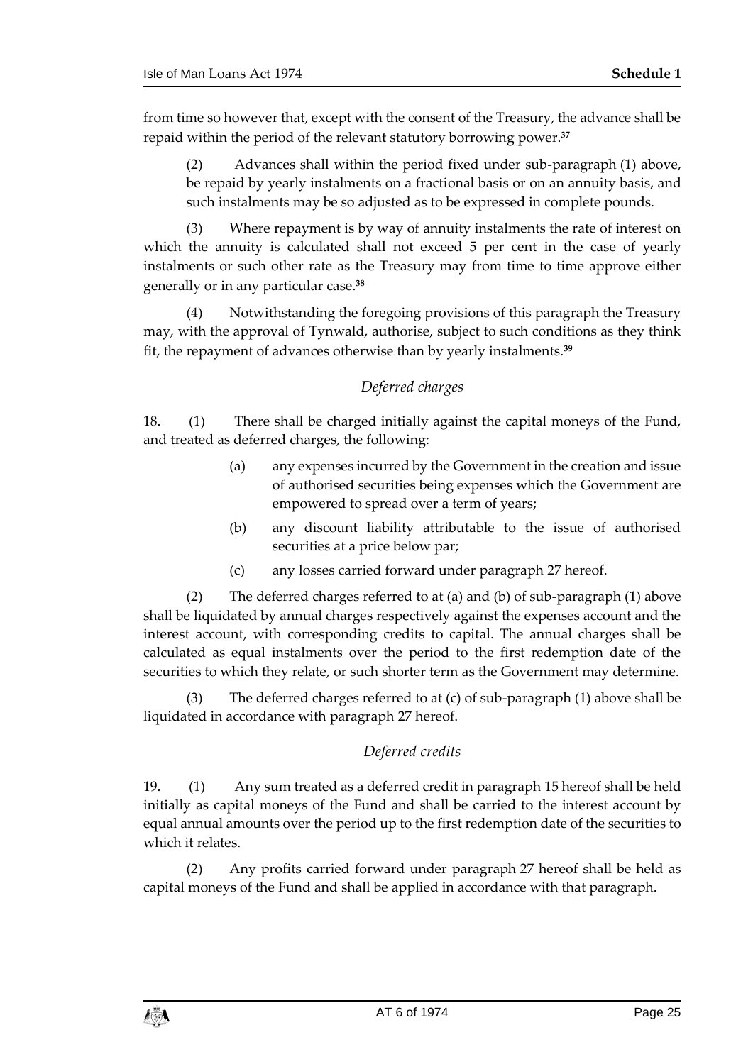from time so however that, except with the consent of the Treasury, the advance shall be repaid within the period of the relevant statutory borrowing power.[37]

(2) Advances shall within the period fixed under sub-paragraph (1) above, be repaid by yearly instalments on a fractional basis or on an annuity basis, and such instalments may be so adjusted as to be expressed in complete pounds.

(3) Where repayment is by way of annuity instalments the rate of interest on which the annuity is calculated shall not exceed 5 per cent in the case of yearly instalments or such other rate as the Treasury may from time to time approve either generally or in any particular case.[38]

(4) Notwithstanding the foregoing provisions of this paragraph the Treasury may, with the approval of Tynwald, authorise, subject to such conditions as they think fit, the repayment of advances otherwise than by yearly instalments.[39]

### *Deferred charges*

18. (1) There shall be charged initially against the capital moneys of the Fund, and treated as deferred charges, the following:

(a) any expenses incurred by the Government in the creation and issue of authorised securities being expenses which the Government are empowered to spread over a term of years;

(b) any discount liability attributable to the issue of authorised securities at a price below par;

(c) any losses carried forward under paragraph 27 hereof.

(2) The deferred charges referred to at (a) and (b) of sub-paragraph (1) above shall be liquidated by annual charges respectively against the expenses account and the interest account, with corresponding credits to capital. The annual charges shall be calculated as equal instalments over the period to the first redemption date of the securities to which they relate, or such shorter term as the Government may determine.

(3) The deferred charges referred to at (c) of sub-paragraph (1) above shall be liquidated in accordance with paragraph 27 hereof.

### *Deferred credits*

19. (1) Any sum treated as a deferred credit in paragraph 15 hereof shall be held initially as capital moneys of the Fund and shall be carried to the interest account by equal annual amounts over the period up to the first redemption date of the securities to which it relates.

(2) Any profits carried forward under paragraph 27 hereof shall be held as capital moneys of the Fund and shall be applied in accordance with that paragraph.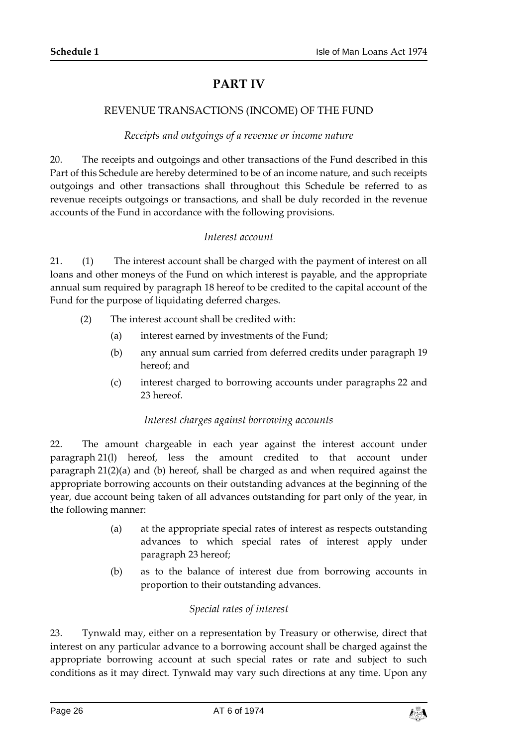# PART IV

## REVENUE TRANSACTIONS (INCOME) OF THE FUND

*Receipts and outgoings of a revenue or income nature*

20. The receipts and outgoings and other transactions of the Fund described in this Part of this Schedule are hereby determined to be of an income nature, and such receipts outgoings and other transactions shall throughout this Schedule be referred to as revenue receipts outgoings or transactions, and shall be duly recorded in the revenue accounts of the Fund in accordance with the following provisions.

*Interest account*

21. (1) The interest account shall be charged with the payment of interest on all loans and other moneys of the Fund on which interest is payable, and the appropriate annual sum required by paragraph 18 hereof to be credited to the capital account of the Fund for the purpose of liquidating deferred charges.

(2) The interest account shall be credited with:

(a) interest earned by investments of the Fund;

(b) any annual sum carried from deferred credits under paragraph 19 hereof; and

(c) interest charged to borrowing accounts under paragraphs 22 and 23 hereof.

*Interest charges against borrowing accounts*

22. The amount chargeable in each year against the interest account under paragraph 21(l) hereof, less the amount credited to that account under paragraph 21(2)(a) and (b) hereof, shall be charged as and when required against the appropriate borrowing accounts on their outstanding advances at the beginning of the year, due account being taken of all advances outstanding for part only of the year, in the following manner:

(a) at the appropriate special rates of interest as respects outstanding advances to which special rates of interest apply under paragraph 23 hereof;

(b) as to the balance of interest due from borrowing accounts in proportion to their outstanding advances.

*Special rates of interest*

23. Tynwald may, either on a representation by Treasury or otherwise, direct that interest on any particular advance to a borrowing account shall be charged against the appropriate borrowing account at such special rates or rate and subject to such conditions as it may direct. Tynwald may vary such directions at any time. Upon any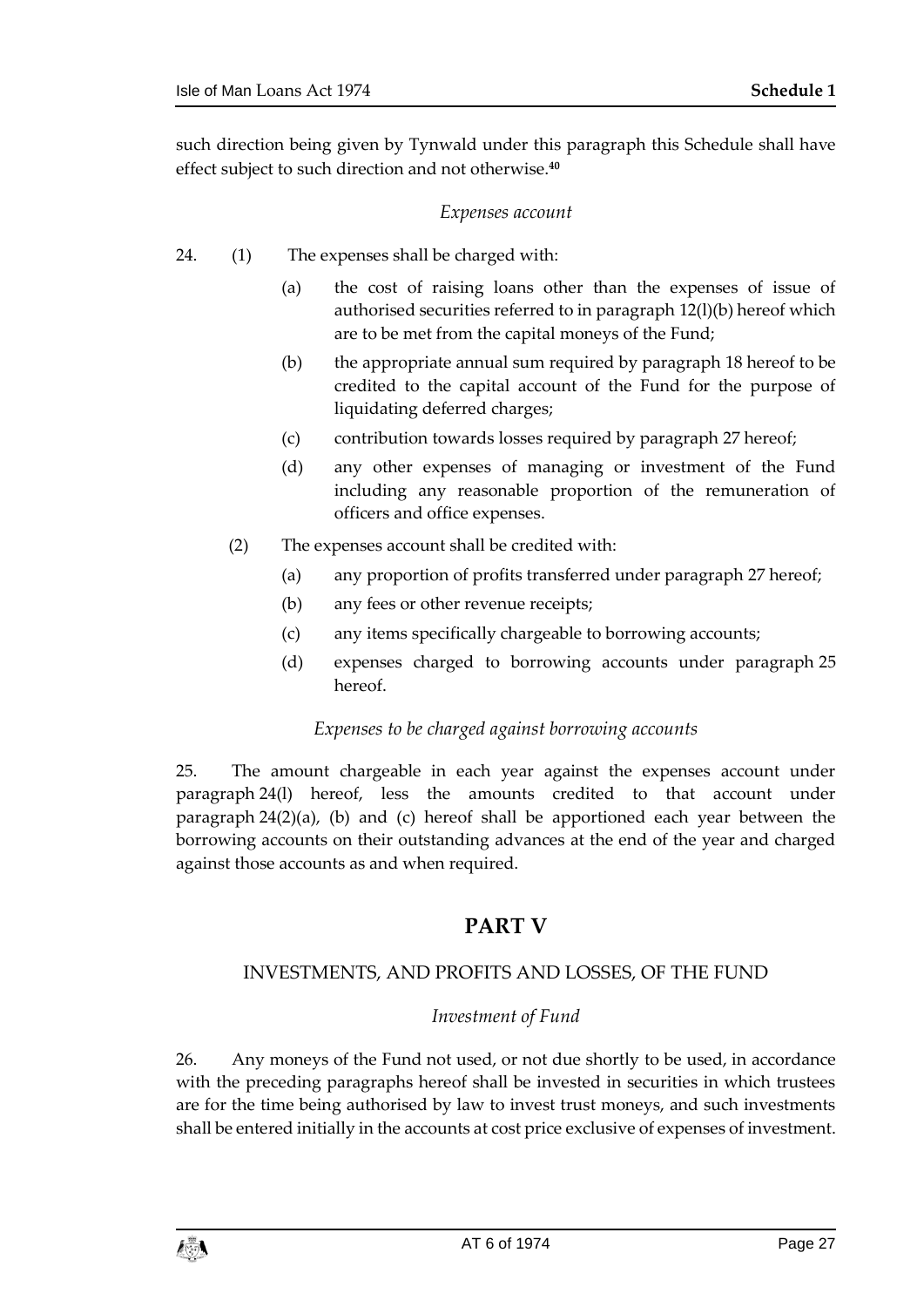such direction being given by Tynwald under this paragraph this Schedule shall have effect subject to such direction and not otherwise.[40]

*Expenses account*

24. (1) The expenses shall be charged with:

   (a) the cost of raising loans other than the expenses of issue of authorised securities referred to in paragraph 12(l)(b) hereof which are to be met from the capital moneys of the Fund;

   (b) the appropriate annual sum required by paragraph 18 hereof to be credited to the capital account of the Fund for the purpose of liquidating deferred charges;

   (c) contribution towards losses required by paragraph 27 hereof;

   (d) any other expenses of managing or investment of the Fund including any reasonable proportion of the remuneration of officers and office expenses.

(2) The expenses account shall be credited with:

   (a) any proportion of profits transferred under paragraph 27 hereof;

   (b) any fees or other revenue receipts;

   (c) any items specifically chargeable to borrowing accounts;

   (d) expenses charged to borrowing accounts under paragraph 25 hereof.

*Expenses to be charged against borrowing accounts*

25. The amount chargeable in each year against the expenses account under paragraph 24(l) hereof, less the amounts credited to that account under paragraph 24(2)(a), (b) and (c) hereof shall be apportioned each year between the borrowing accounts on their outstanding advances at the end of the year and charged against those accounts as and when required.

# PART V

## INVESTMENTS, AND PROFITS AND LOSSES, OF THE FUND

*Investment of Fund*

26. Any moneys of the Fund not used, or not due shortly to be used, in accordance with the preceding paragraphs hereof shall be invested in securities in which trustees are for the time being authorised by law to invest trust moneys, and such investments shall be entered initially in the accounts at cost price exclusive of expenses of investment.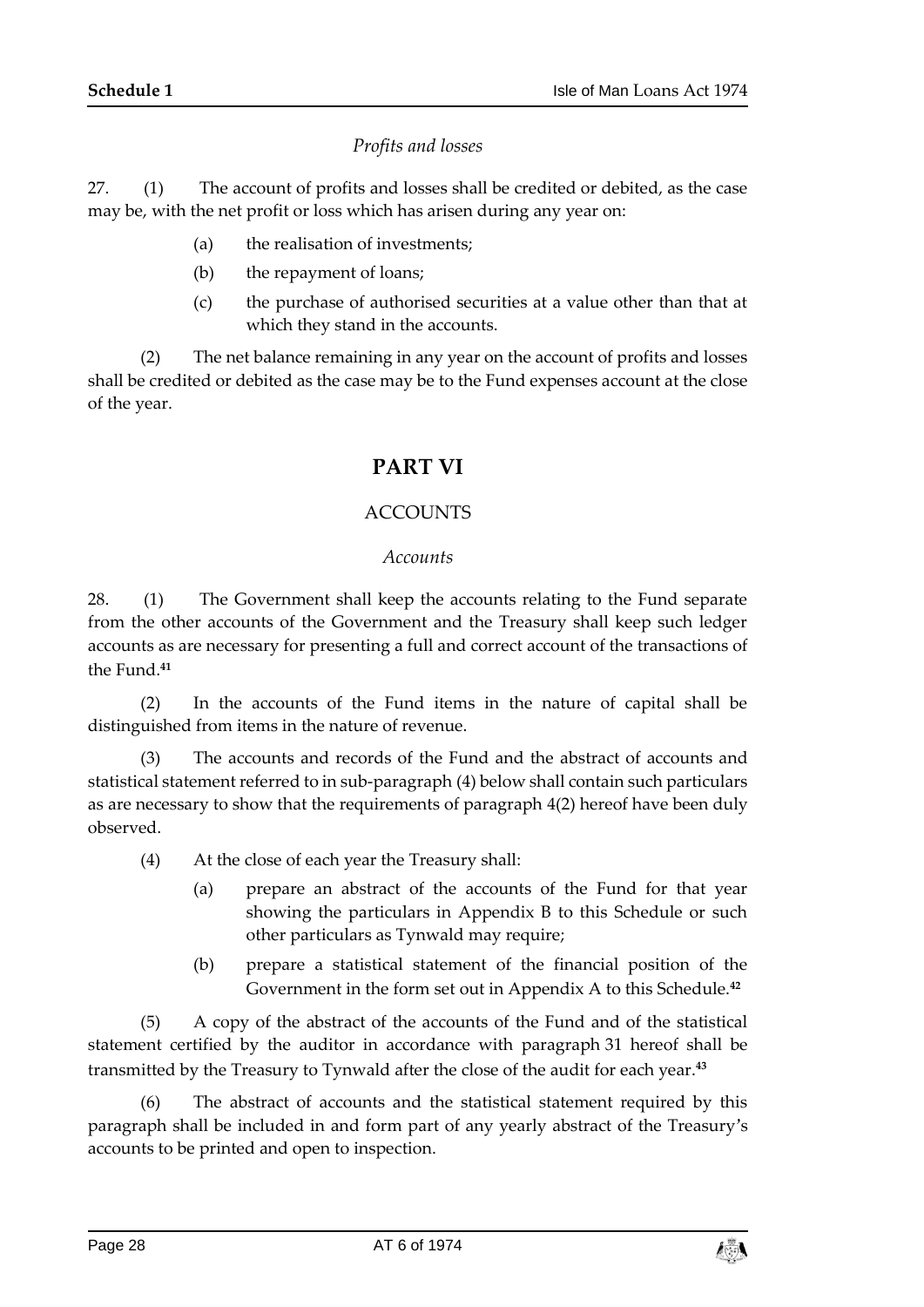*Profits and losses*

27. (1) The account of profits and losses shall be credited or debited, as the case may be, with the net profit or loss which has arisen during any year on:

- (a) the realisation of investments;
- (b) the repayment of loans;
- (c) the purchase of authorised securities at a value other than that at which they stand in the accounts.

(2) The net balance remaining in any year on the account of profits and losses shall be credited or debited as the case may be to the Fund expenses account at the close of the year.

## PART VI

### ACCOUNTS

*Accounts*

28. (1) The Government shall keep the accounts relating to the Fund separate from the other accounts of the Government and the Treasury shall keep such ledger accounts as are necessary for presenting a full and correct account of the transactions of the Fund.[41]

(2) In the accounts of the Fund items in the nature of capital shall be distinguished from items in the nature of revenue.

(3) The accounts and records of the Fund and the abstract of accounts and statistical statement referred to in sub-paragraph (4) below shall contain such particulars as are necessary to show that the requirements of paragraph 4(2) hereof have been duly observed.

(4) At the close of each year the Treasury shall:

- (a) prepare an abstract of the accounts of the Fund for that year showing the particulars in Appendix B to this Schedule or such other particulars as Tynwald may require;
- (b) prepare a statistical statement of the financial position of the Government in the form set out in Appendix A to this Schedule.[42]

(5) A copy of the abstract of the accounts of the Fund and of the statistical statement certified by the auditor in accordance with paragraph 31 hereof shall be transmitted by the Treasury to Tynwald after the close of the audit for each year.[43]

(6) The abstract of accounts and the statistical statement required by this paragraph shall be included in and form part of any yearly abstract of the Treasury's accounts to be printed and open to inspection.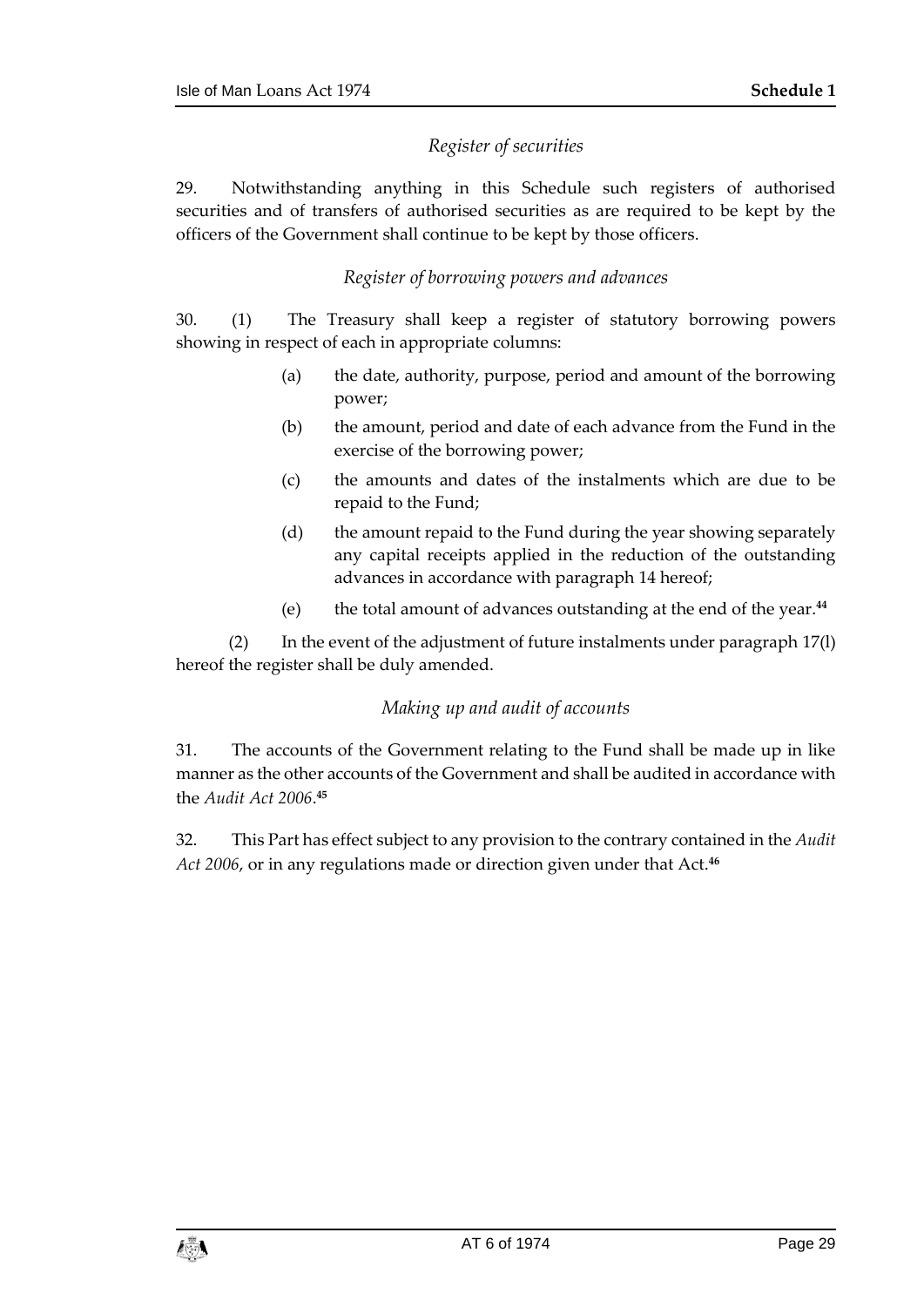*Register of securities*

29. Notwithstanding anything in this Schedule such registers of authorised securities and of transfers of authorised securities as are required to be kept by the officers of the Government shall continue to be kept by those officers.

*Register of borrowing powers and advances*

30. (1) The Treasury shall keep a register of statutory borrowing powers showing in respect of each in appropriate columns:

(a) the date, authority, purpose, period and amount of the borrowing power;

(b) the amount, period and date of each advance from the Fund in the exercise of the borrowing power;

(c) the amounts and dates of the instalments which are due to be repaid to the Fund;

(d) the amount repaid to the Fund during the year showing separately any capital receipts applied in the reduction of the outstanding advances in accordance with paragraph 14 hereof;

(e) the total amount of advances outstanding at the end of the year.[44]

(2) In the event of the adjustment of future instalments under paragraph 17(l) hereof the register shall be duly amended.

*Making up and audit of accounts*

31. The accounts of the Government relating to the Fund shall be made up in like manner as the other accounts of the Government and shall be audited in accordance with the *Audit Act 2006*.[45]

32. This Part has effect subject to any provision to the contrary contained in the *Audit Act 2006*, or in any regulations made or direction given under that Act.[46]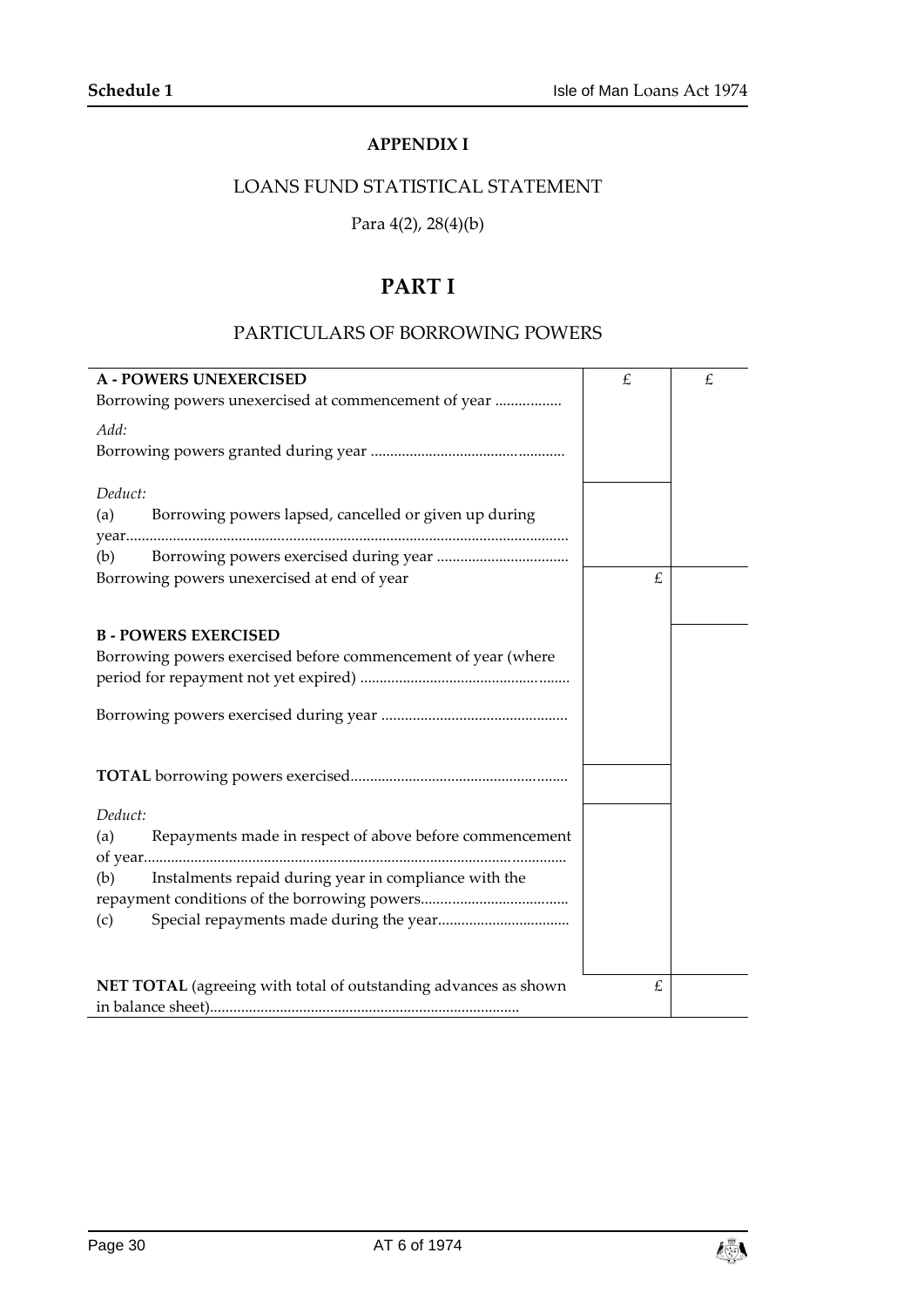## APPENDIX I

LOANS FUND STATISTICAL STATEMENT

Para 4(2), 28(4)(b)

# PART I

## PARTICULARS OF BORROWING POWERS

| **A - POWERS UNEXERCISED** | £ | £ |
|---|---|---|
| Borrowing powers unexercised at commencement of year ................. | | |
| *Add:* | | |
| Borrowing powers granted during year .................................................. | | |
| *Deduct:* | | |
| (a) Borrowing powers lapsed, cancelled or given up during year.................................................................................................................. | | |
| (b) Borrowing powers exercised during year .................................. | | |
| Borrowing powers unexercised at end of year | £ | |
| **B - POWERS EXERCISED** | | |
| Borrowing powers exercised before commencement of year (where period for repayment not yet expired) ...................................................... | | |
| Borrowing powers exercised during year ................................................ | | |
| **TOTAL** borrowing powers exercised........................................................ | | |
| *Deduct:* | | |
| (a) Repayments made in respect of above before commencement of year.............................................................................................................. | | |
| (b) Instalments repaid during year in compliance with the repayment conditions of the borrowing powers...................................... | | |
| (c) Special repayments made during the year.................................. | | |
| **NET TOTAL** (agreeing with total of outstanding advances as shown in balance sheet)................................................................................ | £ | |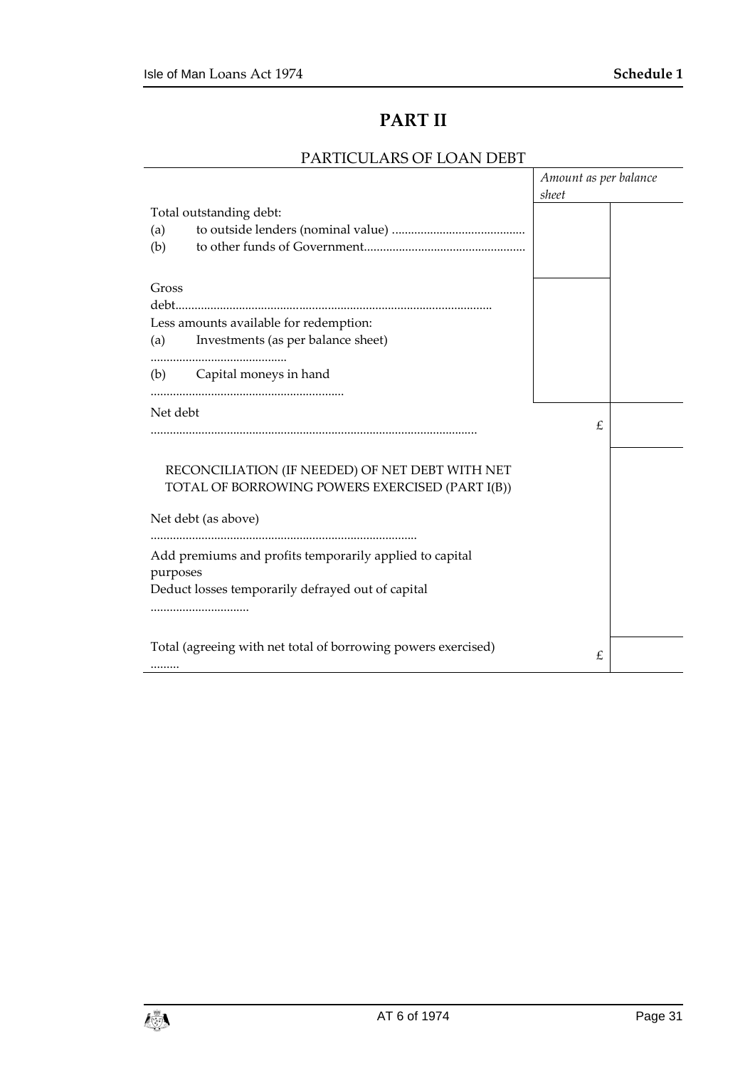## PART II

### PARTICULARS OF LOAN DEBT

| | *Amount as per balance sheet* | |
|---|---|---|
| Total outstanding debt: | | |
| (a) to outside lenders (nominal value) ......................................... | | |
| (b) to other funds of Government.................................................. | | |
| Gross debt.................................................................................................. | | |
| Less amounts available for redemption: | | |
| (a) Investments (as per balance sheet) .......................................... | | |
| (b) Capital moneys in hand ............................................................ | | |
| Net debt ..................................................................................................... | £ | |
| RECONCILIATION (IF NEEDED) OF NET DEBT WITH NET TOTAL OF BORROWING POWERS EXERCISED (PART I(B)) | | |
| Net debt (as above) .................................................................................. | | |
| Add premiums and profits temporarily applied to capital purposes | | |
| Deduct losses temporarily defrayed out of capital .............................. | | |
| Total (agreeing with net total of borrowing powers exercised) ......... | £ | |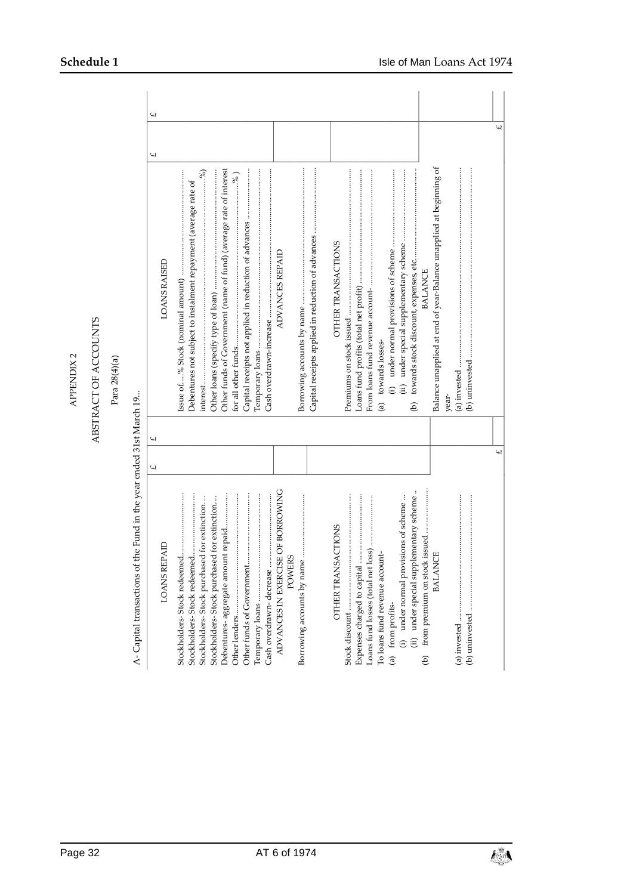APPENDIX 2

ABSTRACT OF ACCOUNTS

Para 28(4)(a)

A- Capital transactions of the Fund in the year ended 31st March 19..

| | £ | £ | | £ | £ |
|---|---|---|---|---|---|
| LOANS REPAID | | | LOANS RAISED | | |
| Stockholders- Stock redeemed........................ | | | Issue of.....% Stock (nominal amount) .............................. | | |
| Stockholders- Stock redeemed........................ | | | Debentures not subject to instalment repayment (average rate of interest........................................................%) | | |
| Stockholders- Stock purchased for extinction... | | | Other loans (specify type of loan) ..................................... | | |
| Stockholders- Stock purchased for extinction... | | | Other funds of Government (name of fund) (average rate of interest for all other funds..............................................% ) | | |
| Debentures- aggregate amount repaid.............. | | | Capital receipts not applied in reduction of advances .............. | | |
| Other lenders.................................................. | | | Temporary loans ................................................................ | | |
| Other funds of Government............................. | | | Cash overdrawn- increase .................................................. | | |
| Temporary loans ............................................. | | | ADVANCES REPAID | | |
| Cash overdrawn- decrease .............................. | | | Borrowing accounts by name ............................................ | | |
| ADVANCES IN EXERCISE OF BORROWING POWERS | | | Capital receipts applied in reduction of advances ................ | | |
| Borrowing accounts by name .......................... | | | OTHER TRANSACTIONS | | |
| OTHER TRANSACTIONS | | | Premiums on stock issued ................................................ | | |
| Stock discount ................................................ | | | Loans fund profits (total net profit) ..................................... | | |
| Expenses charged to capital ........................... | | | From loans fund revenue account- ..................................... | | |
| Loans fund losses (total net loss) ................... | | | (a) towards losses- | | |
| To loans fund revenue account- | | | (i) under normal provisions of scheme ......................... | | |
| (a) from profits- | | | (ii) under special supplementary scheme ...................... | | |
| (i) under normal provisions of scheme .. | | | (b) towards stock discount, expenses, etc.......................... | | |
| (ii) under special supplementary scheme .. | | | BALANCE | | |
| (b) from premium on stock issued ................. | | | Balance unapplied at end of year-Balance unapplied at beginning of year- | | |
| BALANCE | | | (a) invested ......................................................................... | | |
| (a) invested .................................................... | | | (b) uninvested ..................................................................... | | |
| (b) uninvested ................................................ | | | | | |
| | £ | | | £ | |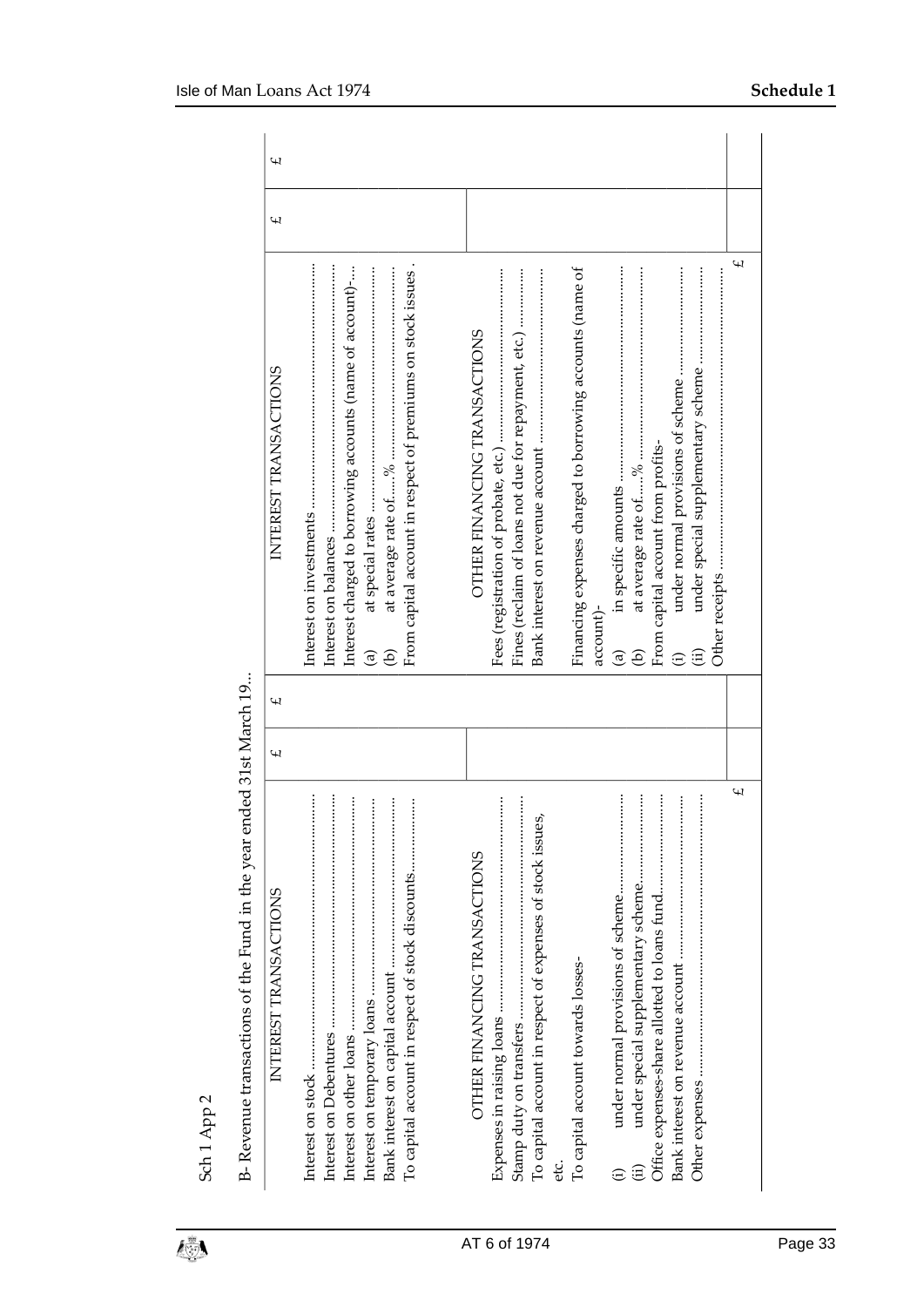Sch 1 App 2

B- Revenue transactions of the Fund in the year ended 31st March 19...

| INTEREST TRANSACTIONS | £ | £ | INTEREST TRANSACTIONS | £ | £ |
|---|---|---|---|---|---|
| Interest on stock ............ | | | Interest on investments ............ | | |
| Interest on Debentures ............ | | | Interest on balances ............ | | |
| Interest on other loans ............ | | | Interest charged to borrowing accounts (name of account)-... | | |
| Interest on temporary loans ............ | | | (a) at special rates ............ | | |
| Bank interest on capital account ............ | | | (b) at average rate of.....% ............ | | |
| To capital account in respect of stock discounts............ | | | From capital account in respect of premiums on stock issues . | | |
| OTHER FINANCING TRANSACTIONS | | | OTHER FINANCING TRANSACTIONS | | |
| Expenses in raising loans ............ | | | Fees (registration of probate, etc.) ............ | | |
| Stamp duty on transfers ............ | | | Fines (reclaim of loans not due for repayment, etc.) ............ | | |
| To capital account in respect of expenses of stock issues, etc. | | | Bank interest on revenue account ............ | | |
| To capital account towards losses- | | | Financing expenses charged to borrowing accounts (name of account)- | | |
| (i) under normal provisions of scheme............ | | | (a) in specific amounts ............ | | |
| (ii) under special supplementary scheme............ | | | (b) at average rate of.....% ............ | | |
| Office expenses-share allotted to loans fund............ | | | From capital account from profits- | | |
| Bank interest on revenue account ............ | | | (i) under normal provisions of scheme ............ | | |
| Other expenses ............ | | | (ii) under special supplementary scheme ............ | | |
| | | | Other receipts ............ | | |
| £ | | | £ | | |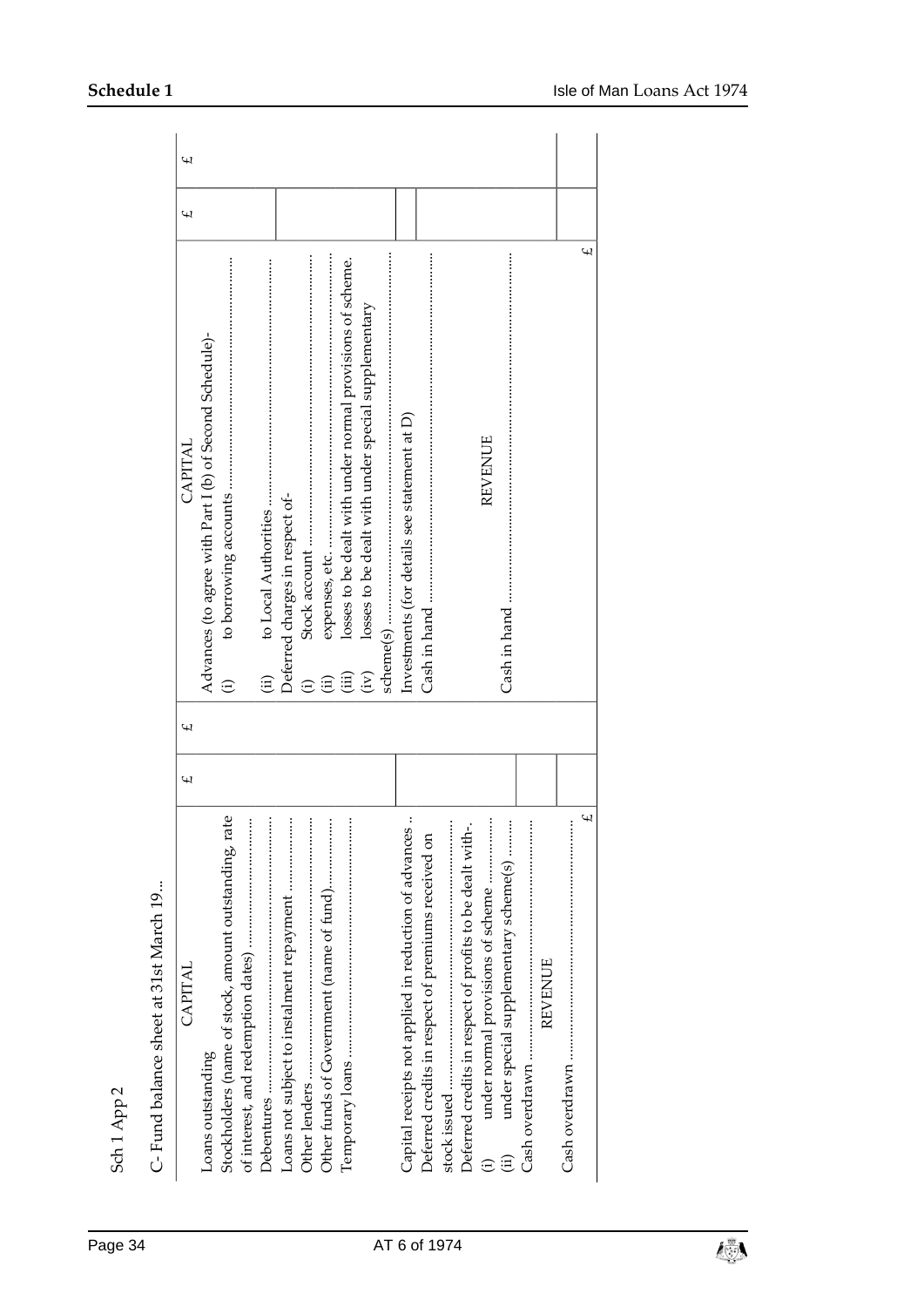Sch 1 App 2

C- Fund balance sheet at 31st March 19..

| CAPITAL | £ | £ | CAPITAL | £ | £ |
|---|---|---|---|---|---|
| Loans outstanding | | | Advances (to agree with Part I (b) of Second Schedule)- | | |
| Stockholders (name of stock, amount outstanding, rate of interest, and redemption dates) ............................ | | | (i) to borrowing accounts .................................................. | | |
| Debentures ........................................................... | | | (ii) to Local Authorities ...................................................... | | |
| Loans not subject to instalment repayment ............ | | | Deferred charges in respect of- | | |
| Other lenders ......................................................... | | | (i) Stock account ............................................................... | | |
| Other funds of Government (name of fund).............. | | | (ii) expenses, etc. .................................................................. | | |
| Temporary loans ..................................................... | | | (iii) losses to be dealt with under normal provisions of scheme. | | |
| | | | (iv) losses to be dealt with under special supplementary scheme(s) ............................................................................ | | |
| Capital receipts not applied in reduction of advances .. | | | Investments (for details see statement at D) | | |
| Deferred credits in respect of premiums received on stock issued ............................................................. | | | Cash in hand ........................................................................ | | |
| Deferred credits in respect of profits to be dealt with- | | | | | |
| (i) under normal provisions of scheme .................. | | | REVENUE | | |
| (ii) under special supplementary scheme(s) ........... | | | Cash in hand ........................................................................ | | |
| Cash overdrawn ........................................................ | | | | | |
| REVENUE | | | | | |
| Cash overdrawn ........................................................ | | | | | |
| £ | | | £ | | |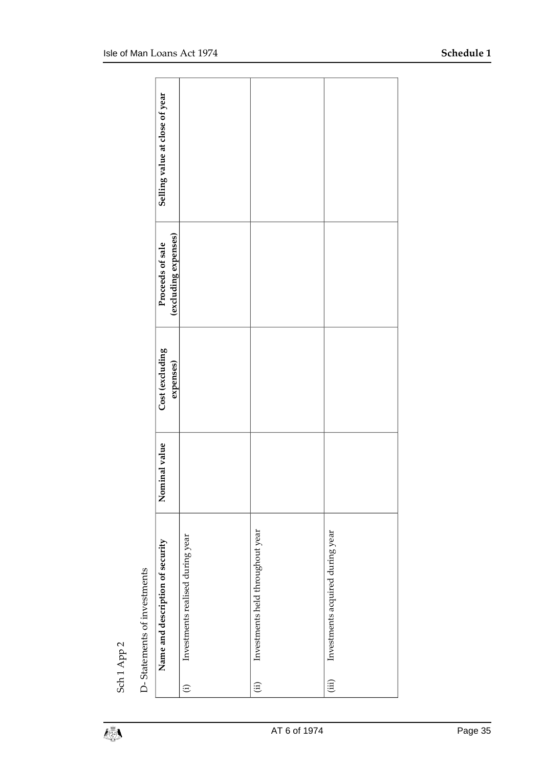Sch 1 App 2

D- Statements of investments

| Name and description of security | Nominal value | Cost (excluding expenses) | Proceeds of sale (excluding expenses) | Selling value at close of year |
|---|---|---|---|---|
| (i) Investments realised during year | | | | |
| (ii) Investments held throughout year | | | | |
| (iii) Investments acquired during year | | | | |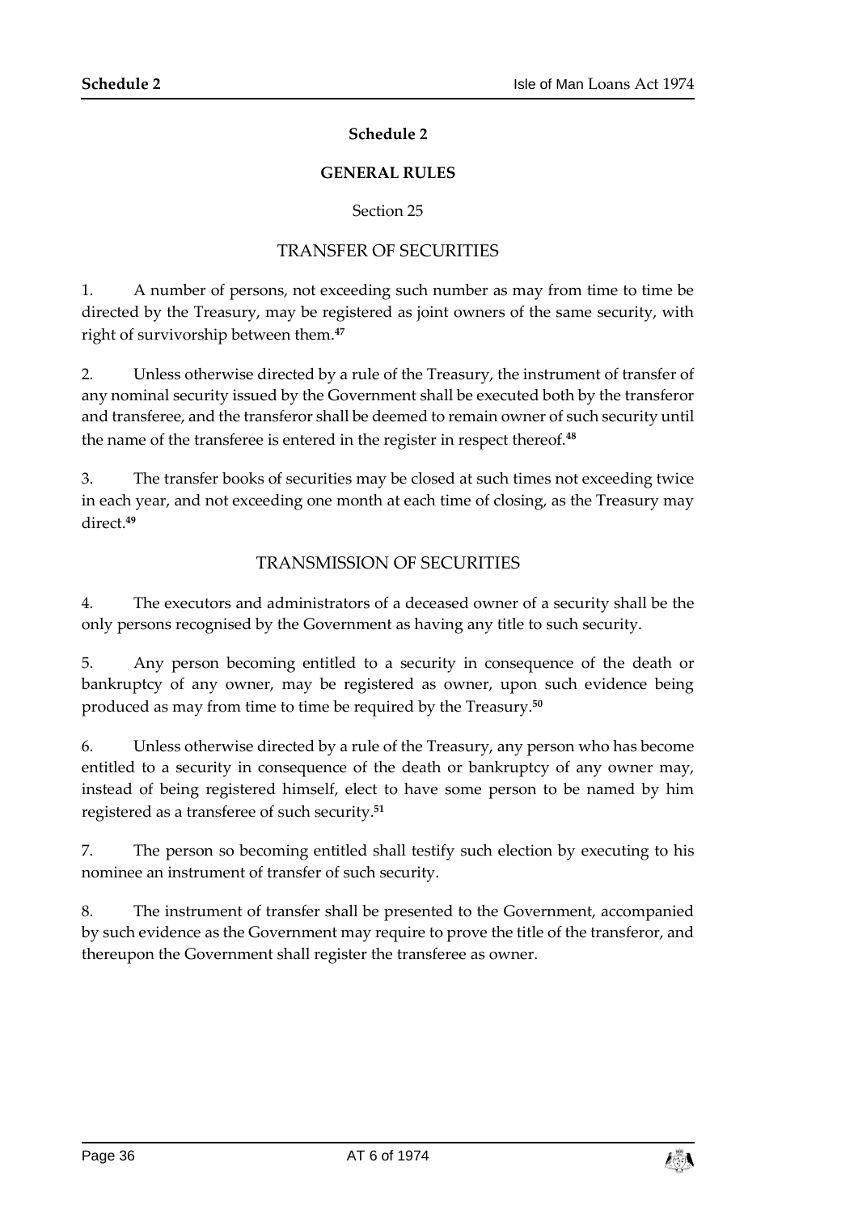# Schedule 2

## GENERAL RULES

Section 25

### TRANSFER OF SECURITIES

1. A number of persons, not exceeding such number as may from time to time be directed by the Treasury, may be registered as joint owners of the same security, with right of survivorship between them.[47]

2. Unless otherwise directed by a rule of the Treasury, the instrument of transfer of any nominal security issued by the Government shall be executed both by the transferor and transferee, and the transferor shall be deemed to remain owner of such security until the name of the transferee is entered in the register in respect thereof.[48]

3. The transfer books of securities may be closed at such times not exceeding twice in each year, and not exceeding one month at each time of closing, as the Treasury may direct.[49]

### TRANSMISSION OF SECURITIES

4. The executors and administrators of a deceased owner of a security shall be the only persons recognised by the Government as having any title to such security.

5. Any person becoming entitled to a security in consequence of the death or bankruptcy of any owner, may be registered as owner, upon such evidence being produced as may from time to time be required by the Treasury.[50]

6. Unless otherwise directed by a rule of the Treasury, any person who has become entitled to a security in consequence of the death or bankruptcy of any owner may, instead of being registered himself, elect to have some person to be named by him registered as a transferee of such security.[51]

7. The person so becoming entitled shall testify such election by executing to his nominee an instrument of transfer of such security.

8. The instrument of transfer shall be presented to the Government, accompanied by such evidence as the Government may require to prove the title of the transferor, and thereupon the Government shall register the transferee as owner.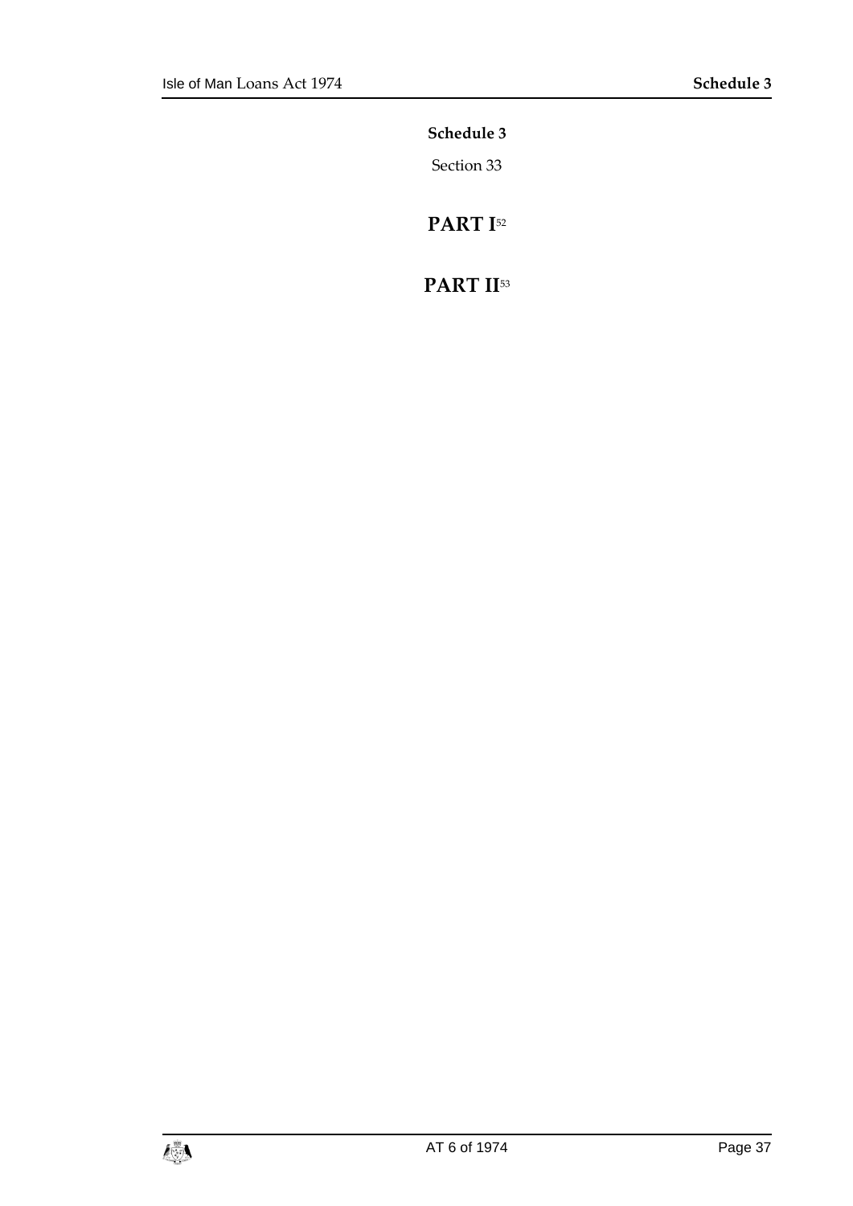# Schedule 3

Section 33

## PART I[52]

## PART II[53]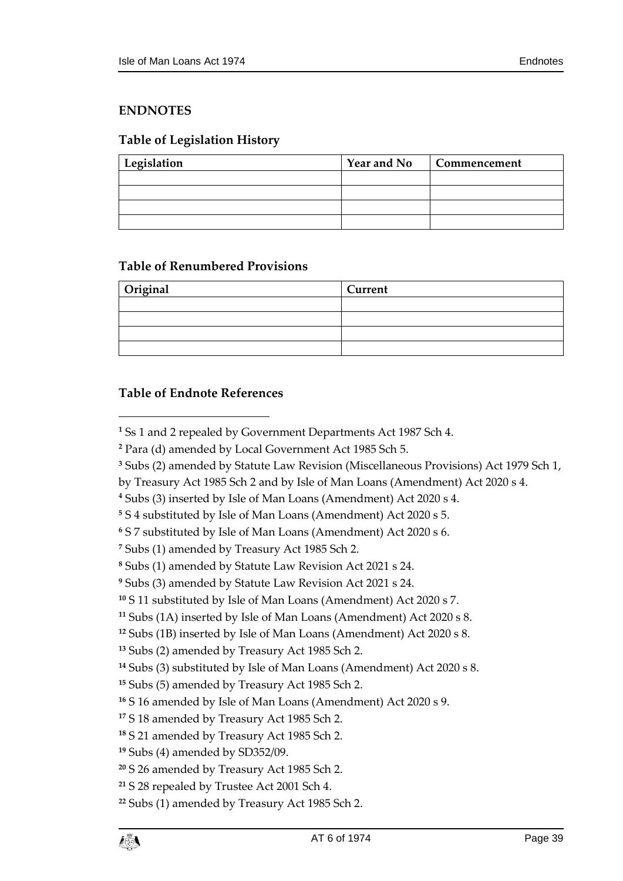## ENDNOTES

### Table of Legislation History

| Legislation | Year and No | Commencement |
|---|---|---|
| | | |
| | | |
| | | |
| | | |

### Table of Renumbered Provisions

| Original | Current |
|---|---|
| | |
| | |
| | |
| | |

### Table of Endnote References

[1] Ss 1 and 2 repealed by Government Departments Act 1987 Sch 4.

[2] Para (d) amended by Local Government Act 1985 Sch 5.

[3] Subs (2) amended by Statute Law Revision (Miscellaneous Provisions) Act 1979 Sch 1, by Treasury Act 1985 Sch 2 and by Isle of Man Loans (Amendment) Act 2020 s 4.

[4] Subs (3) inserted by Isle of Man Loans (Amendment) Act 2020 s 4.

[5] S 4 substituted by Isle of Man Loans (Amendment) Act 2020 s 5.

[6] S 7 substituted by Isle of Man Loans (Amendment) Act 2020 s 6.

[7] Subs (1) amended by Treasury Act 1985 Sch 2.

[8] Subs (1) amended by Statute Law Revision Act 2021 s 24.

[9] Subs (3) amended by Statute Law Revision Act 2021 s 24.

[10] S 11 substituted by Isle of Man Loans (Amendment) Act 2020 s 7.

[11] Subs (1A) inserted by Isle of Man Loans (Amendment) Act 2020 s 8.

[12] Subs (1B) inserted by Isle of Man Loans (Amendment) Act 2020 s 8.

[13] Subs (2) amended by Treasury Act 1985 Sch 2.

[14] Subs (3) substituted by Isle of Man Loans (Amendment) Act 2020 s 8.

[15] Subs (5) amended by Treasury Act 1985 Sch 2.

[16] S 16 amended by Isle of Man Loans (Amendment) Act 2020 s 9.

[17] S 18 amended by Treasury Act 1985 Sch 2.

[18] S 21 amended by Treasury Act 1985 Sch 2.

[19] Subs (4) amended by SD352/09.

[20] S 26 amended by Treasury Act 1985 Sch 2.

[21] S 28 repealed by Trustee Act 2001 Sch 4.

[22] Subs (1) amended by Treasury Act 1985 Sch 2.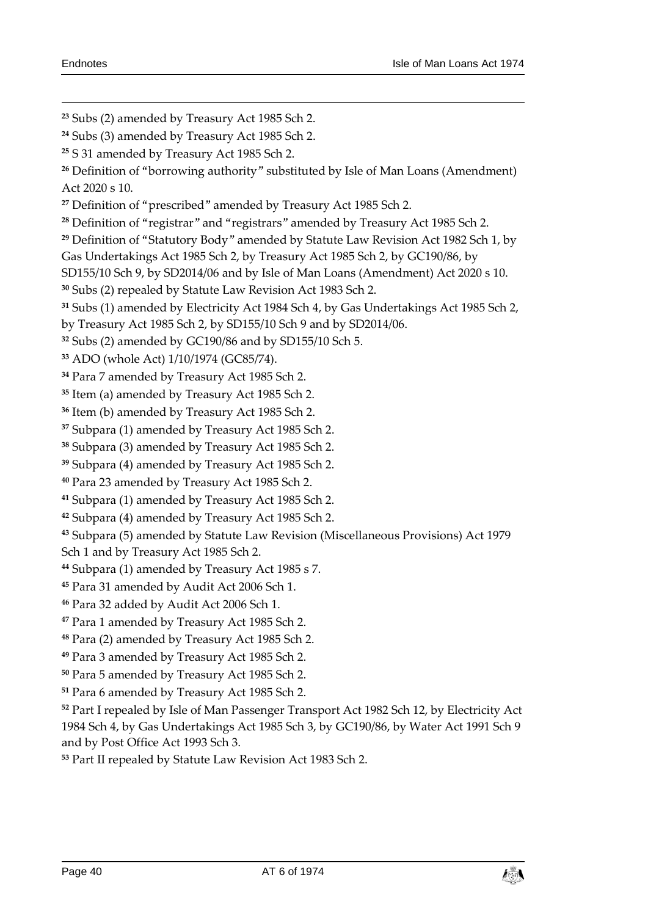[23] Subs (2) amended by Treasury Act 1985 Sch 2.

[24] Subs (3) amended by Treasury Act 1985 Sch 2.

[25] S 31 amended by Treasury Act 1985 Sch 2.

[26] Definition of "borrowing authority" substituted by Isle of Man Loans (Amendment) Act 2020 s 10.

[27] Definition of "prescribed" amended by Treasury Act 1985 Sch 2.

[28] Definition of "registrar" and "registrars" amended by Treasury Act 1985 Sch 2.

[29] Definition of "Statutory Body" amended by Statute Law Revision Act 1982 Sch 1, by Gas Undertakings Act 1985 Sch 2, by Treasury Act 1985 Sch 2, by GC190/86, by SD155/10 Sch 9, by SD2014/06 and by Isle of Man Loans (Amendment) Act 2020 s 10.

[30] Subs (2) repealed by Statute Law Revision Act 1983 Sch 2.

[31] Subs (1) amended by Electricity Act 1984 Sch 4, by Gas Undertakings Act 1985 Sch 2, by Treasury Act 1985 Sch 2, by SD155/10 Sch 9 and by SD2014/06.

[32] Subs (2) amended by GC190/86 and by SD155/10 Sch 5.

[33] ADO (whole Act) 1/10/1974 (GC85/74).

[34] Para 7 amended by Treasury Act 1985 Sch 2.

[35] Item (a) amended by Treasury Act 1985 Sch 2.

[36] Item (b) amended by Treasury Act 1985 Sch 2.

[37] Subpara (1) amended by Treasury Act 1985 Sch 2.

[38] Subpara (3) amended by Treasury Act 1985 Sch 2.

[39] Subpara (4) amended by Treasury Act 1985 Sch 2.

[40] Para 23 amended by Treasury Act 1985 Sch 2.

[41] Subpara (1) amended by Treasury Act 1985 Sch 2.

[42] Subpara (4) amended by Treasury Act 1985 Sch 2.

[43] Subpara (5) amended by Statute Law Revision (Miscellaneous Provisions) Act 1979 Sch 1 and by Treasury Act 1985 Sch 2.

[44] Subpara (1) amended by Treasury Act 1985 s 7.

[45] Para 31 amended by Audit Act 2006 Sch 1.

[46] Para 32 added by Audit Act 2006 Sch 1.

[47] Para 1 amended by Treasury Act 1985 Sch 2.

[48] Para (2) amended by Treasury Act 1985 Sch 2.

[49] Para 3 amended by Treasury Act 1985 Sch 2.

[50] Para 5 amended by Treasury Act 1985 Sch 2.

[51] Para 6 amended by Treasury Act 1985 Sch 2.

[52] Part I repealed by Isle of Man Passenger Transport Act 1982 Sch 12, by Electricity Act 1984 Sch 4, by Gas Undertakings Act 1985 Sch 3, by GC190/86, by Water Act 1991 Sch 9 and by Post Office Act 1993 Sch 3.

[53] Part II repealed by Statute Law Revision Act 1983 Sch 2.